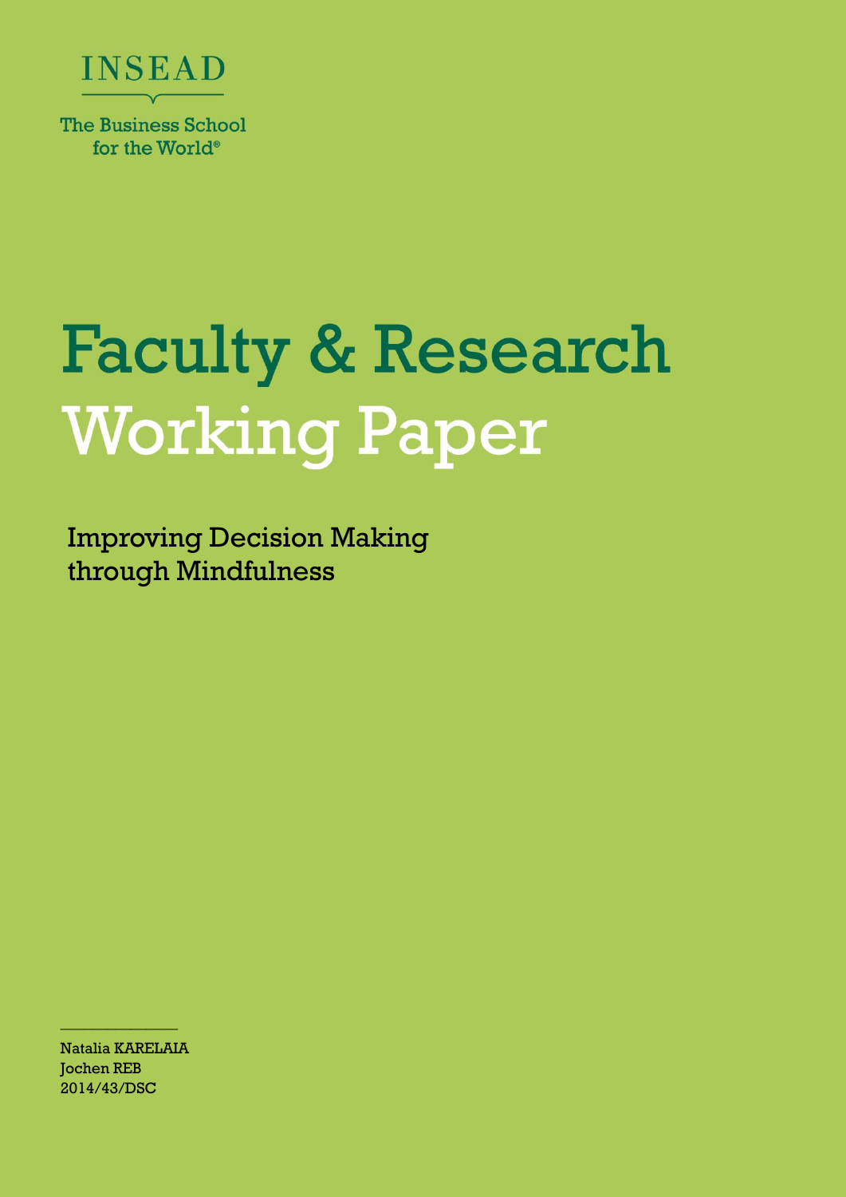INSEAD

The Business School for the World®

# Faculty & Research Working Paper

## Improving Decision Making through Mindfulness

Natalia KARELAIA
Jochen REB
2014/43/DSC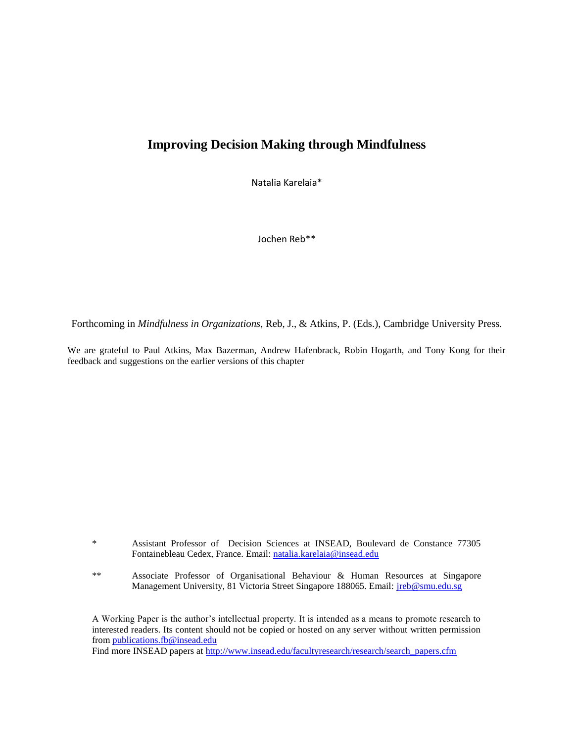# Improving Decision Making through Mindfulness

Natalia Karelaia*

Jochen Reb**

Forthcoming in *Mindfulness in Organizations*, Reb, J., & Atkins, P. (Eds.), Cambridge University Press.

We are grateful to Paul Atkins, Max Bazerman, Andrew Hafenbrack, Robin Hogarth, and Tony Kong for their feedback and suggestions on the earlier versions of this chapter

\* Assistant Professor of Decision Sciences at INSEAD, Boulevard de Constance 77305 Fontainebleau Cedex, France. Email: natalia.karelaia@insead.edu

\*\* Associate Professor of Organisational Behaviour & Human Resources at Singapore Management University, 81 Victoria Street Singapore 188065. Email: jreb@smu.edu.sg

A Working Paper is the author's intellectual property. It is intended as a means to promote research to interested readers. Its content should not be copied or hosted on any server without written permission from publications.fb@insead.edu
Find more INSEAD papers at http://www.insead.edu/facultyresearch/research/search_papers.cfm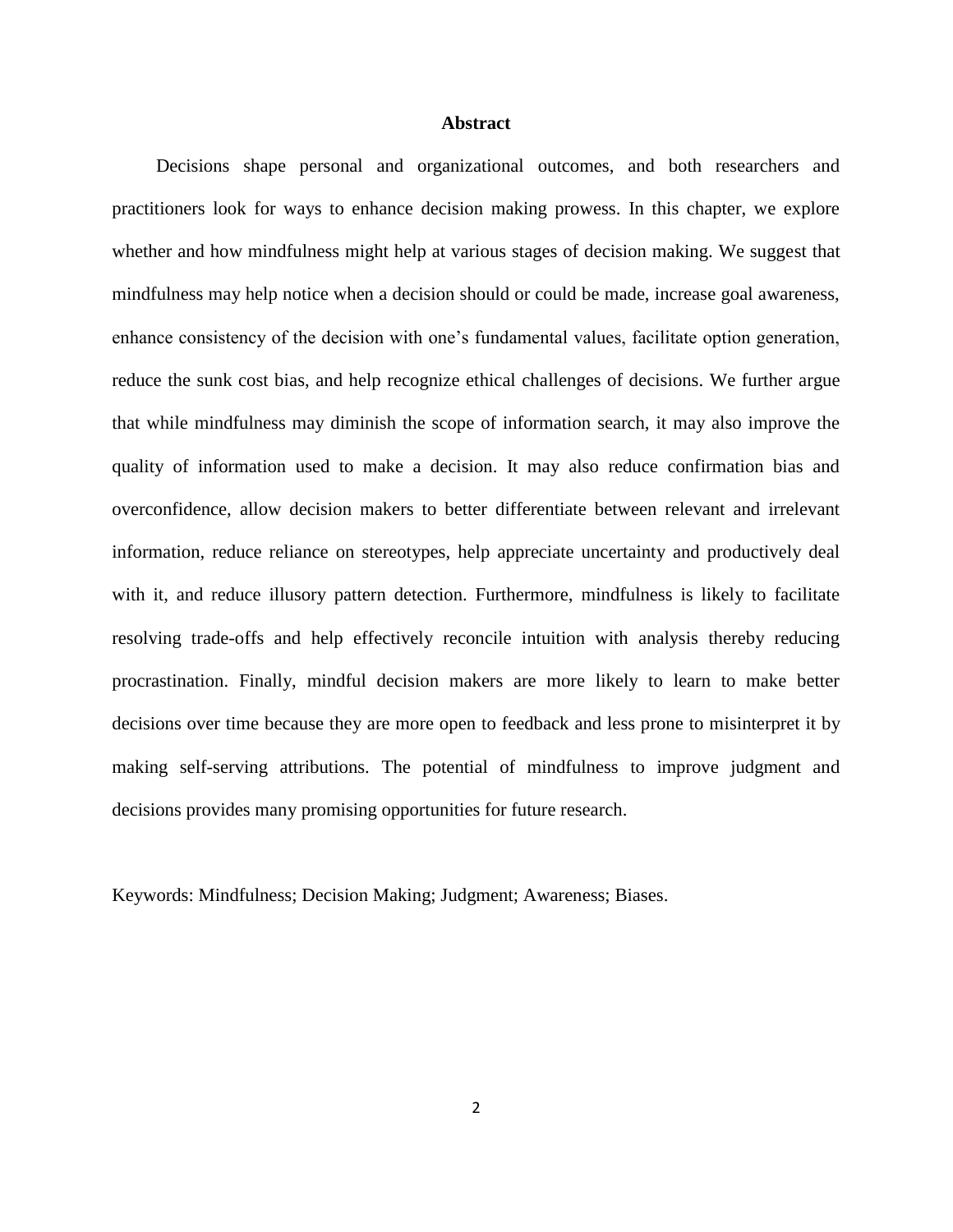## Abstract

Decisions shape personal and organizational outcomes, and both researchers and practitioners look for ways to enhance decision making prowess. In this chapter, we explore whether and how mindfulness might help at various stages of decision making. We suggest that mindfulness may help notice when a decision should or could be made, increase goal awareness, enhance consistency of the decision with one's fundamental values, facilitate option generation, reduce the sunk cost bias, and help recognize ethical challenges of decisions. We further argue that while mindfulness may diminish the scope of information search, it may also improve the quality of information used to make a decision. It may also reduce confirmation bias and overconfidence, allow decision makers to better differentiate between relevant and irrelevant information, reduce reliance on stereotypes, help appreciate uncertainty and productively deal with it, and reduce illusory pattern detection. Furthermore, mindfulness is likely to facilitate resolving trade-offs and help effectively reconcile intuition with analysis thereby reducing procrastination. Finally, mindful decision makers are more likely to learn to make better decisions over time because they are more open to feedback and less prone to misinterpret it by making self-serving attributions. The potential of mindfulness to improve judgment and decisions provides many promising opportunities for future research.

Keywords: Mindfulness; Decision Making; Judgment; Awareness; Biases.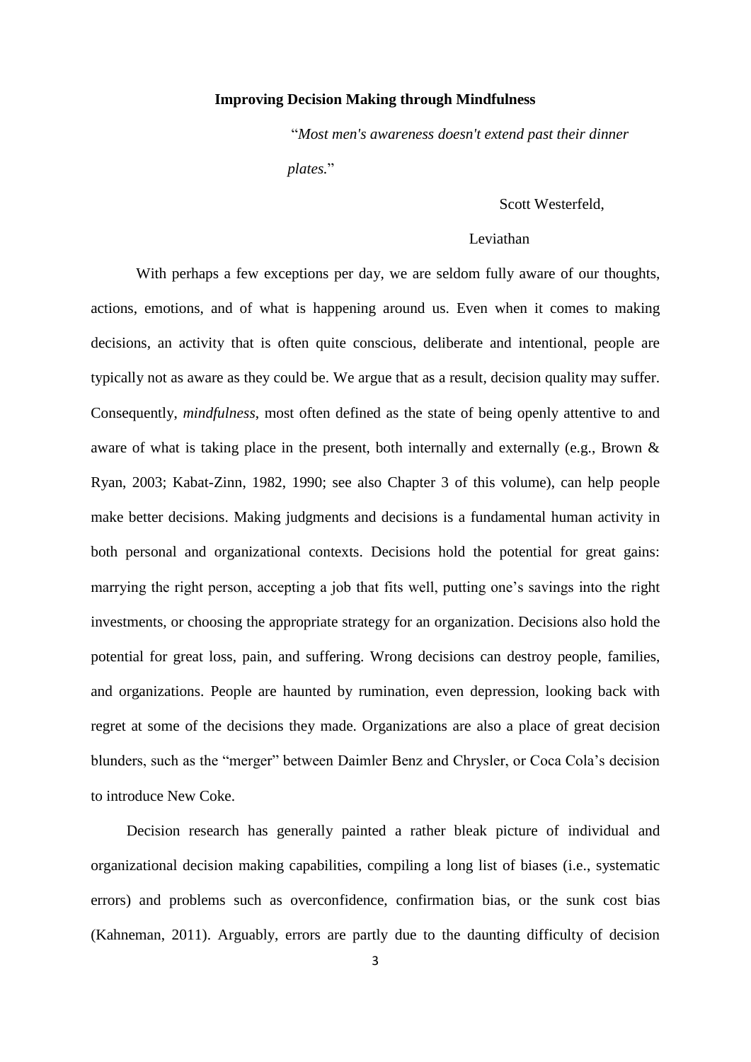**Improving Decision Making through Mindfulness**

> "*Most men's awareness doesn't extend past their dinner plates.*"
>
> Scott Westerfeld,
>
> Leviathan

With perhaps a few exceptions per day, we are seldom fully aware of our thoughts, actions, emotions, and of what is happening around us. Even when it comes to making decisions, an activity that is often quite conscious, deliberate and intentional, people are typically not as aware as they could be. We argue that as a result, decision quality may suffer. Consequently, *mindfulness*, most often defined as the state of being openly attentive to and aware of what is taking place in the present, both internally and externally (e.g., Brown & Ryan, 2003; Kabat-Zinn, 1982, 1990; see also Chapter 3 of this volume), can help people make better decisions. Making judgments and decisions is a fundamental human activity in both personal and organizational contexts. Decisions hold the potential for great gains: marrying the right person, accepting a job that fits well, putting one's savings into the right investments, or choosing the appropriate strategy for an organization. Decisions also hold the potential for great loss, pain, and suffering. Wrong decisions can destroy people, families, and organizations. People are haunted by rumination, even depression, looking back with regret at some of the decisions they made. Organizations are also a place of great decision blunders, such as the "merger" between Daimler Benz and Chrysler, or Coca Cola's decision to introduce New Coke.

Decision research has generally painted a rather bleak picture of individual and organizational decision making capabilities, compiling a long list of biases (i.e., systematic errors) and problems such as overconfidence, confirmation bias, or the sunk cost bias (Kahneman, 2011). Arguably, errors are partly due to the daunting difficulty of decision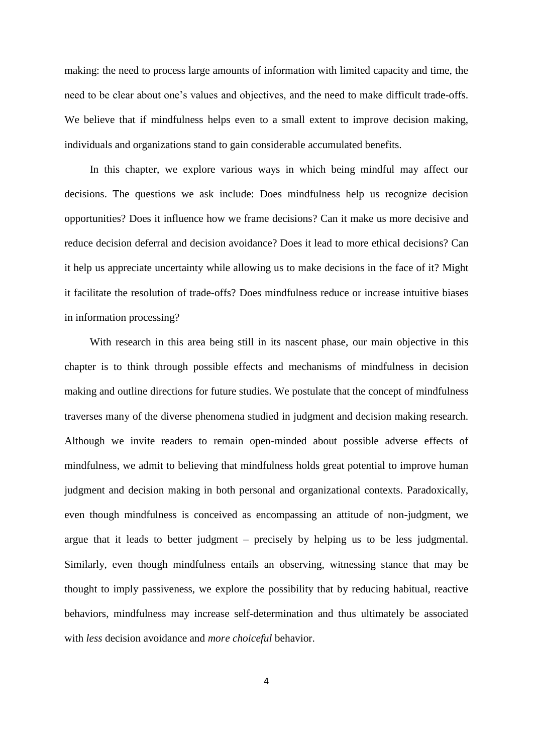making: the need to process large amounts of information with limited capacity and time, the need to be clear about one's values and objectives, and the need to make difficult trade-offs. We believe that if mindfulness helps even to a small extent to improve decision making, individuals and organizations stand to gain considerable accumulated benefits.

In this chapter, we explore various ways in which being mindful may affect our decisions. The questions we ask include: Does mindfulness help us recognize decision opportunities? Does it influence how we frame decisions? Can it make us more decisive and reduce decision deferral and decision avoidance? Does it lead to more ethical decisions? Can it help us appreciate uncertainty while allowing us to make decisions in the face of it? Might it facilitate the resolution of trade-offs? Does mindfulness reduce or increase intuitive biases in information processing?

With research in this area being still in its nascent phase, our main objective in this chapter is to think through possible effects and mechanisms of mindfulness in decision making and outline directions for future studies. We postulate that the concept of mindfulness traverses many of the diverse phenomena studied in judgment and decision making research. Although we invite readers to remain open-minded about possible adverse effects of mindfulness, we admit to believing that mindfulness holds great potential to improve human judgment and decision making in both personal and organizational contexts. Paradoxically, even though mindfulness is conceived as encompassing an attitude of non-judgment, we argue that it leads to better judgment – precisely by helping us to be less judgmental. Similarly, even though mindfulness entails an observing, witnessing stance that may be thought to imply passiveness, we explore the possibility that by reducing habitual, reactive behaviors, mindfulness may increase self-determination and thus ultimately be associated with *less* decision avoidance and *more choiceful* behavior.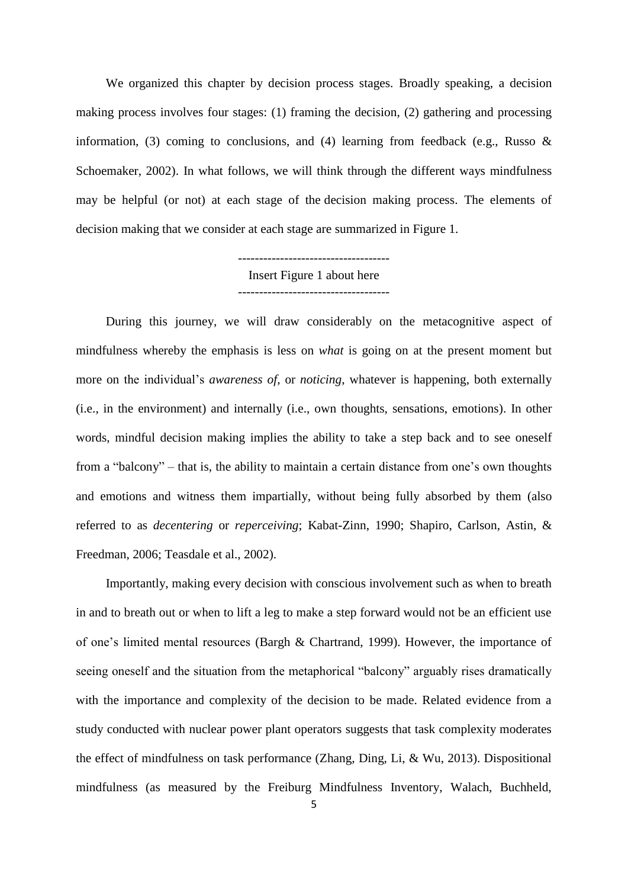We organized this chapter by decision process stages. Broadly speaking, a decision making process involves four stages: (1) framing the decision, (2) gathering and processing information, (3) coming to conclusions, and (4) learning from feedback (e.g., Russo & Schoemaker, 2002). In what follows, we will think through the different ways mindfulness may be helpful (or not) at each stage of the decision making process. The elements of decision making that we consider at each stage are summarized in Figure 1.

------------------------------------

Insert Figure 1 about here

------------------------------------

During this journey, we will draw considerably on the metacognitive aspect of mindfulness whereby the emphasis is less on *what* is going on at the present moment but more on the individual's *awareness of*, or *noticing*, whatever is happening, both externally (i.e., in the environment) and internally (i.e., own thoughts, sensations, emotions). In other words, mindful decision making implies the ability to take a step back and to see oneself from a "balcony" – that is, the ability to maintain a certain distance from one's own thoughts and emotions and witness them impartially, without being fully absorbed by them (also referred to as *decentering* or *reperceiving*; Kabat-Zinn, 1990; Shapiro, Carlson, Astin, & Freedman, 2006; Teasdale et al., 2002).

Importantly, making every decision with conscious involvement such as when to breath in and to breath out or when to lift a leg to make a step forward would not be an efficient use of one's limited mental resources (Bargh & Chartrand, 1999). However, the importance of seeing oneself and the situation from the metaphorical "balcony" arguably rises dramatically with the importance and complexity of the decision to be made. Related evidence from a study conducted with nuclear power plant operators suggests that task complexity moderates the effect of mindfulness on task performance (Zhang, Ding, Li, & Wu, 2013). Dispositional mindfulness (as measured by the Freiburg Mindfulness Inventory, Walach, Buchheld,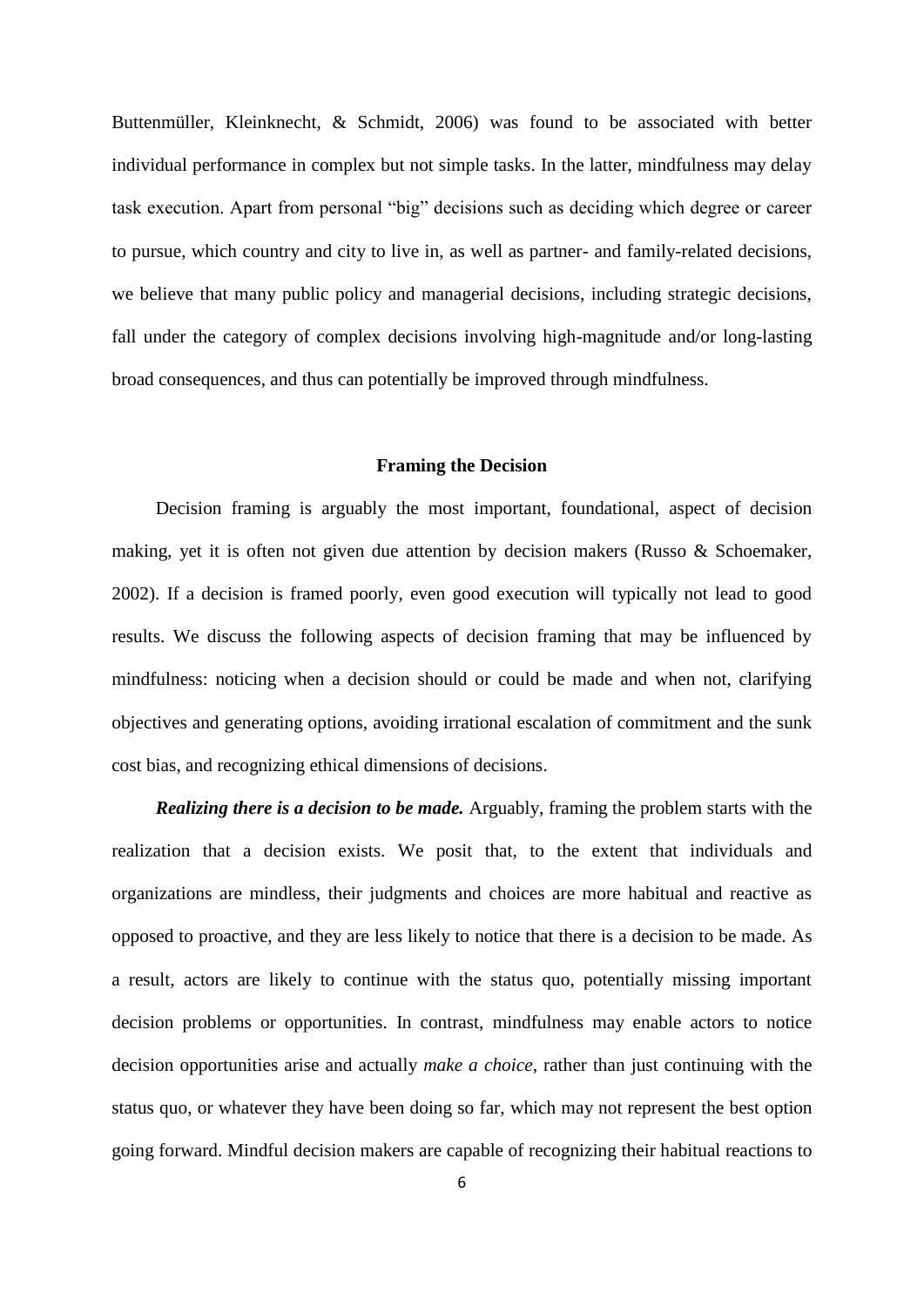Buttenmüller, Kleinknecht, & Schmidt, 2006) was found to be associated with better individual performance in complex but not simple tasks. In the latter, mindfulness may delay task execution. Apart from personal "big" decisions such as deciding which degree or career to pursue, which country and city to live in, as well as partner- and family-related decisions, we believe that many public policy and managerial decisions, including strategic decisions, fall under the category of complex decisions involving high-magnitude and/or long-lasting broad consequences, and thus can potentially be improved through mindfulness.

## Framing the Decision

Decision framing is arguably the most important, foundational, aspect of decision making, yet it is often not given due attention by decision makers (Russo & Schoemaker, 2002). If a decision is framed poorly, even good execution will typically not lead to good results. We discuss the following aspects of decision framing that may be influenced by mindfulness: noticing when a decision should or could be made and when not, clarifying objectives and generating options, avoiding irrational escalation of commitment and the sunk cost bias, and recognizing ethical dimensions of decisions.

***Realizing there is a decision to be made.*** Arguably, framing the problem starts with the realization that a decision exists. We posit that, to the extent that individuals and organizations are mindless, their judgments and choices are more habitual and reactive as opposed to proactive, and they are less likely to notice that there is a decision to be made. As a result, actors are likely to continue with the status quo, potentially missing important decision problems or opportunities. In contrast, mindfulness may enable actors to notice decision opportunities arise and actually *make a choice*, rather than just continuing with the status quo, or whatever they have been doing so far, which may not represent the best option going forward. Mindful decision makers are capable of recognizing their habitual reactions to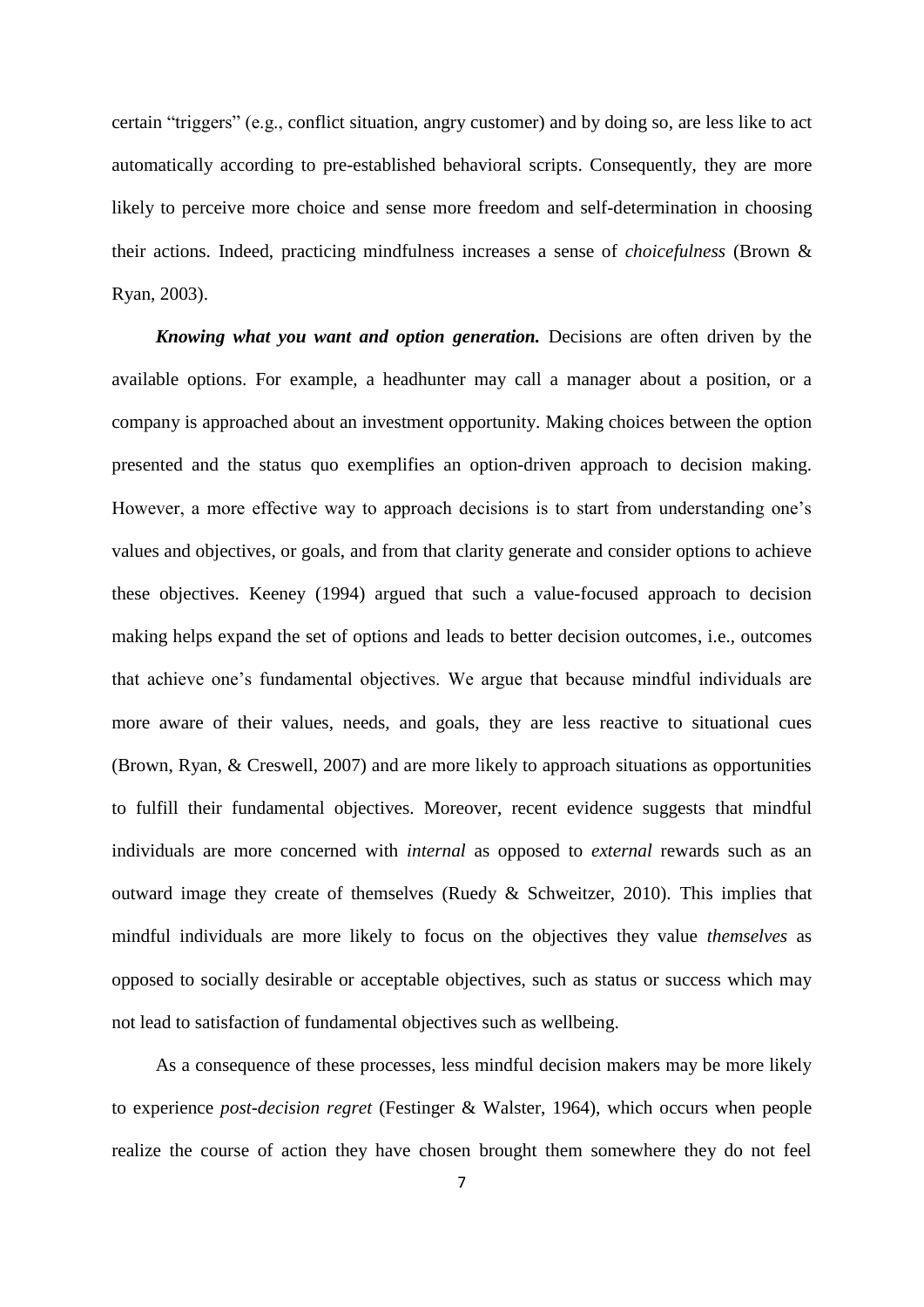certain "triggers" (e.g., conflict situation, angry customer) and by doing so, are less like to act automatically according to pre-established behavioral scripts. Consequently, they are more likely to perceive more choice and sense more freedom and self-determination in choosing their actions. Indeed, practicing mindfulness increases a sense of *choicefulness* (Brown & Ryan, 2003).

***Knowing what you want and option generation.*** Decisions are often driven by the available options. For example, a headhunter may call a manager about a position, or a company is approached about an investment opportunity. Making choices between the option presented and the status quo exemplifies an option-driven approach to decision making. However, a more effective way to approach decisions is to start from understanding one's values and objectives, or goals, and from that clarity generate and consider options to achieve these objectives. Keeney (1994) argued that such a value-focused approach to decision making helps expand the set of options and leads to better decision outcomes, i.e., outcomes that achieve one's fundamental objectives. We argue that because mindful individuals are more aware of their values, needs, and goals, they are less reactive to situational cues (Brown, Ryan, & Creswell, 2007) and are more likely to approach situations as opportunities to fulfill their fundamental objectives. Moreover, recent evidence suggests that mindful individuals are more concerned with *internal* as opposed to *external* rewards such as an outward image they create of themselves (Ruedy & Schweitzer, 2010). This implies that mindful individuals are more likely to focus on the objectives they value *themselves* as opposed to socially desirable or acceptable objectives, such as status or success which may not lead to satisfaction of fundamental objectives such as wellbeing.

As a consequence of these processes, less mindful decision makers may be more likely to experience *post-decision regret* (Festinger & Walster, 1964), which occurs when people realize the course of action they have chosen brought them somewhere they do not feel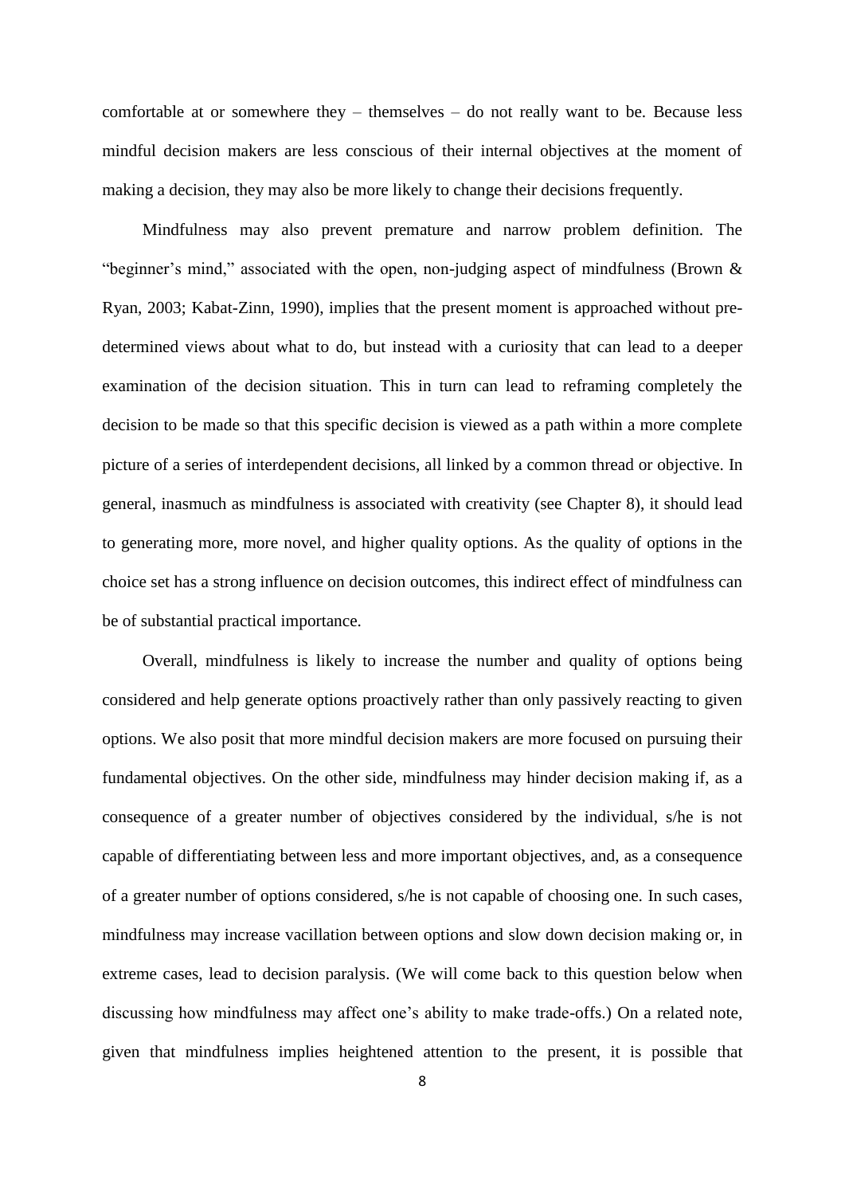comfortable at or somewhere they – themselves – do not really want to be. Because less mindful decision makers are less conscious of their internal objectives at the moment of making a decision, they may also be more likely to change their decisions frequently.

Mindfulness may also prevent premature and narrow problem definition. The "beginner's mind," associated with the open, non-judging aspect of mindfulness (Brown & Ryan, 2003; Kabat-Zinn, 1990), implies that the present moment is approached without pre-determined views about what to do, but instead with a curiosity that can lead to a deeper examination of the decision situation. This in turn can lead to reframing completely the decision to be made so that this specific decision is viewed as a path within a more complete picture of a series of interdependent decisions, all linked by a common thread or objective. In general, inasmuch as mindfulness is associated with creativity (see Chapter 8), it should lead to generating more, more novel, and higher quality options. As the quality of options in the choice set has a strong influence on decision outcomes, this indirect effect of mindfulness can be of substantial practical importance.

Overall, mindfulness is likely to increase the number and quality of options being considered and help generate options proactively rather than only passively reacting to given options. We also posit that more mindful decision makers are more focused on pursuing their fundamental objectives. On the other side, mindfulness may hinder decision making if, as a consequence of a greater number of objectives considered by the individual, s/he is not capable of differentiating between less and more important objectives, and, as a consequence of a greater number of options considered, s/he is not capable of choosing one. In such cases, mindfulness may increase vacillation between options and slow down decision making or, in extreme cases, lead to decision paralysis. (We will come back to this question below when discussing how mindfulness may affect one's ability to make trade-offs.) On a related note, given that mindfulness implies heightened attention to the present, it is possible that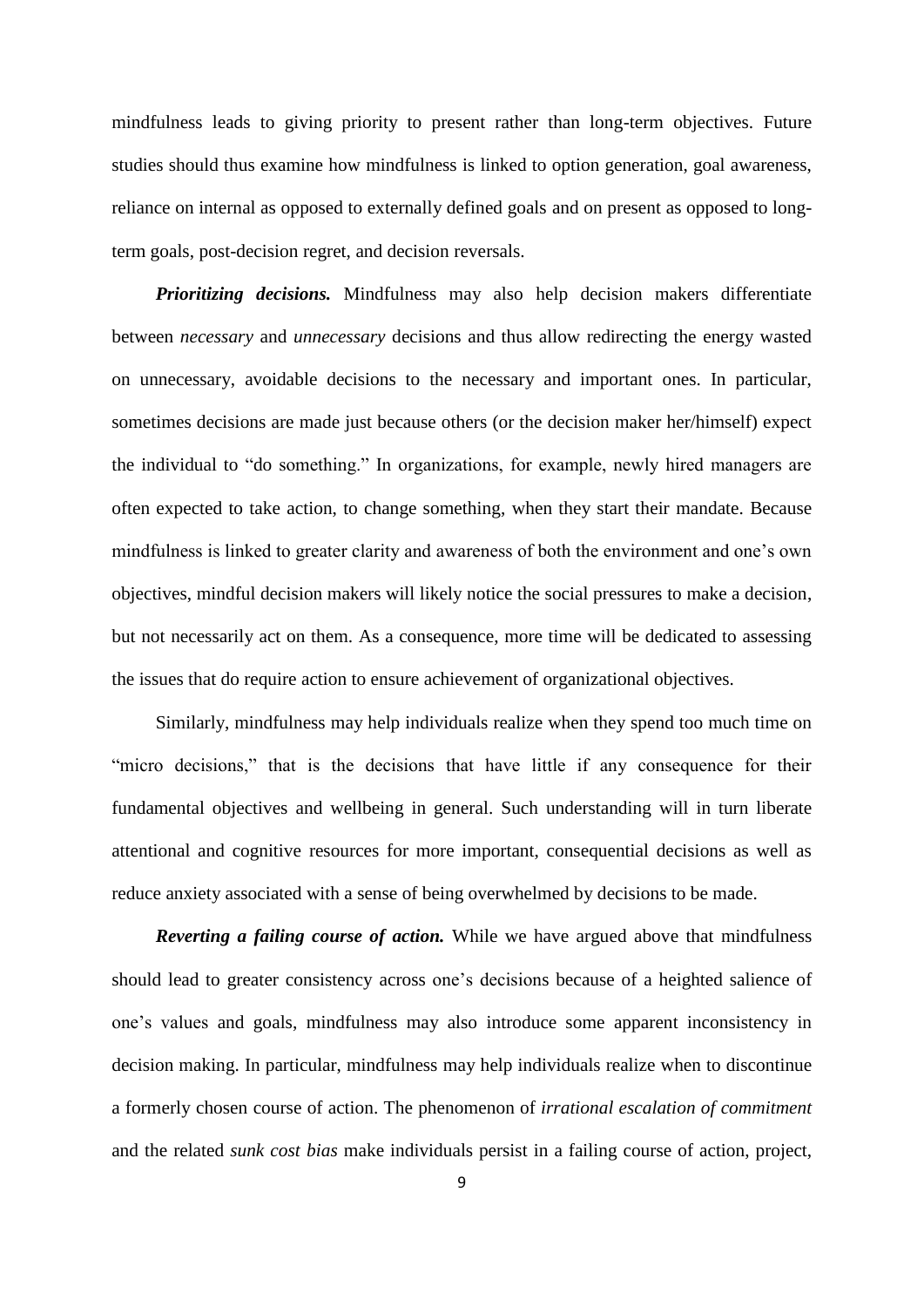mindfulness leads to giving priority to present rather than long-term objectives. Future studies should thus examine how mindfulness is linked to option generation, goal awareness, reliance on internal as opposed to externally defined goals and on present as opposed to long-term goals, post-decision regret, and decision reversals.

***Prioritizing decisions.*** Mindfulness may also help decision makers differentiate between *necessary* and *unnecessary* decisions and thus allow redirecting the energy wasted on unnecessary, avoidable decisions to the necessary and important ones. In particular, sometimes decisions are made just because others (or the decision maker her/himself) expect the individual to "do something." In organizations, for example, newly hired managers are often expected to take action, to change something, when they start their mandate. Because mindfulness is linked to greater clarity and awareness of both the environment and one's own objectives, mindful decision makers will likely notice the social pressures to make a decision, but not necessarily act on them. As a consequence, more time will be dedicated to assessing the issues that do require action to ensure achievement of organizational objectives.

Similarly, mindfulness may help individuals realize when they spend too much time on "micro decisions," that is the decisions that have little if any consequence for their fundamental objectives and wellbeing in general. Such understanding will in turn liberate attentional and cognitive resources for more important, consequential decisions as well as reduce anxiety associated with a sense of being overwhelmed by decisions to be made.

***Reverting a failing course of action.*** While we have argued above that mindfulness should lead to greater consistency across one's decisions because of a heighted salience of one's values and goals, mindfulness may also introduce some apparent inconsistency in decision making. In particular, mindfulness may help individuals realize when to discontinue a formerly chosen course of action. The phenomenon of *irrational escalation of commitment* and the related *sunk cost bias* make individuals persist in a failing course of action, project,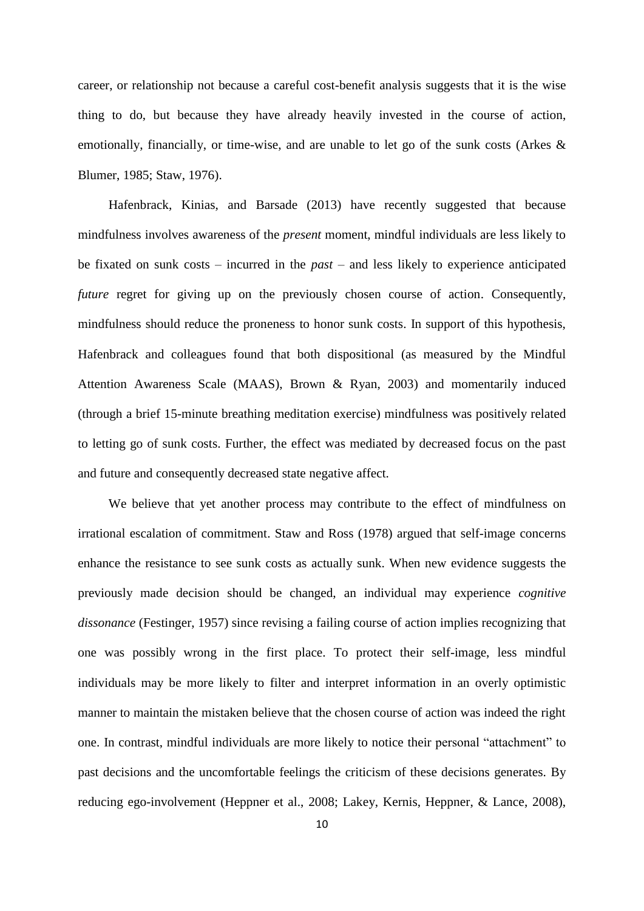career, or relationship not because a careful cost-benefit analysis suggests that it is the wise thing to do, but because they have already heavily invested in the course of action, emotionally, financially, or time-wise, and are unable to let go of the sunk costs (Arkes & Blumer, 1985; Staw, 1976).

Hafenbrack, Kinias, and Barsade (2013) have recently suggested that because mindfulness involves awareness of the *present* moment, mindful individuals are less likely to be fixated on sunk costs – incurred in the *past* – and less likely to experience anticipated *future* regret for giving up on the previously chosen course of action. Consequently, mindfulness should reduce the proneness to honor sunk costs. In support of this hypothesis, Hafenbrack and colleagues found that both dispositional (as measured by the Mindful Attention Awareness Scale (MAAS), Brown & Ryan, 2003) and momentarily induced (through a brief 15-minute breathing meditation exercise) mindfulness was positively related to letting go of sunk costs. Further, the effect was mediated by decreased focus on the past and future and consequently decreased state negative affect.

We believe that yet another process may contribute to the effect of mindfulness on irrational escalation of commitment. Staw and Ross (1978) argued that self-image concerns enhance the resistance to see sunk costs as actually sunk. When new evidence suggests the previously made decision should be changed, an individual may experience *cognitive dissonance* (Festinger, 1957) since revising a failing course of action implies recognizing that one was possibly wrong in the first place. To protect their self-image, less mindful individuals may be more likely to filter and interpret information in an overly optimistic manner to maintain the mistaken believe that the chosen course of action was indeed the right one. In contrast, mindful individuals are more likely to notice their personal "attachment" to past decisions and the uncomfortable feelings the criticism of these decisions generates. By reducing ego-involvement (Heppner et al., 2008; Lakey, Kernis, Heppner, & Lance, 2008),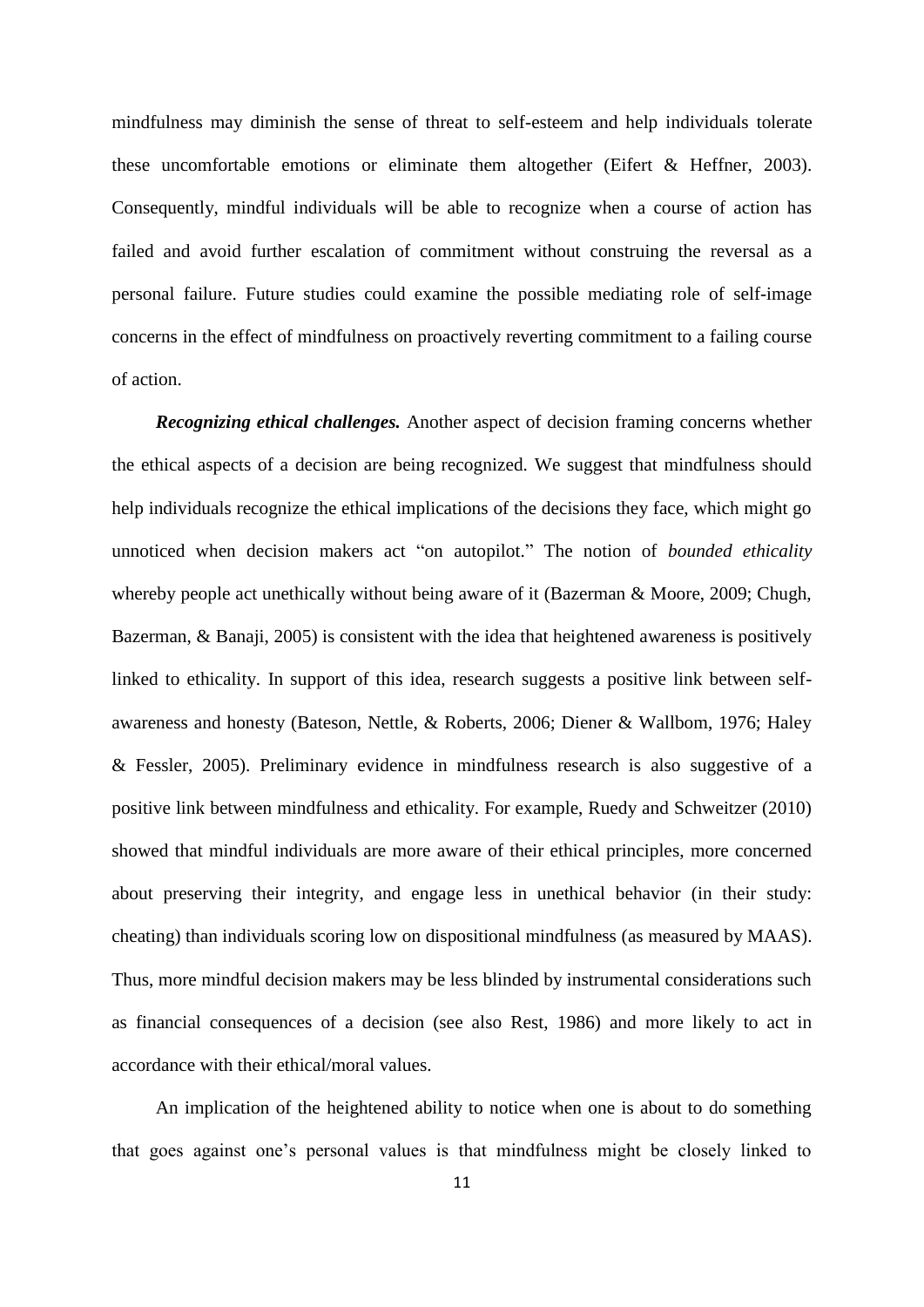mindfulness may diminish the sense of threat to self-esteem and help individuals tolerate these uncomfortable emotions or eliminate them altogether (Eifert & Heffner, 2003). Consequently, mindful individuals will be able to recognize when a course of action has failed and avoid further escalation of commitment without construing the reversal as a personal failure. Future studies could examine the possible mediating role of self-image concerns in the effect of mindfulness on proactively reverting commitment to a failing course of action.

***Recognizing ethical challenges.*** Another aspect of decision framing concerns whether the ethical aspects of a decision are being recognized. We suggest that mindfulness should help individuals recognize the ethical implications of the decisions they face, which might go unnoticed when decision makers act "on autopilot." The notion of *bounded ethicality* whereby people act unethically without being aware of it (Bazerman & Moore, 2009; Chugh, Bazerman, & Banaji, 2005) is consistent with the idea that heightened awareness is positively linked to ethicality. In support of this idea, research suggests a positive link between self-awareness and honesty (Bateson, Nettle, & Roberts, 2006; Diener & Wallbom, 1976; Haley & Fessler, 2005). Preliminary evidence in mindfulness research is also suggestive of a positive link between mindfulness and ethicality. For example, Ruedy and Schweitzer (2010) showed that mindful individuals are more aware of their ethical principles, more concerned about preserving their integrity, and engage less in unethical behavior (in their study: cheating) than individuals scoring low on dispositional mindfulness (as measured by MAAS). Thus, more mindful decision makers may be less blinded by instrumental considerations such as financial consequences of a decision (see also Rest, 1986) and more likely to act in accordance with their ethical/moral values.

An implication of the heightened ability to notice when one is about to do something that goes against one's personal values is that mindfulness might be closely linked to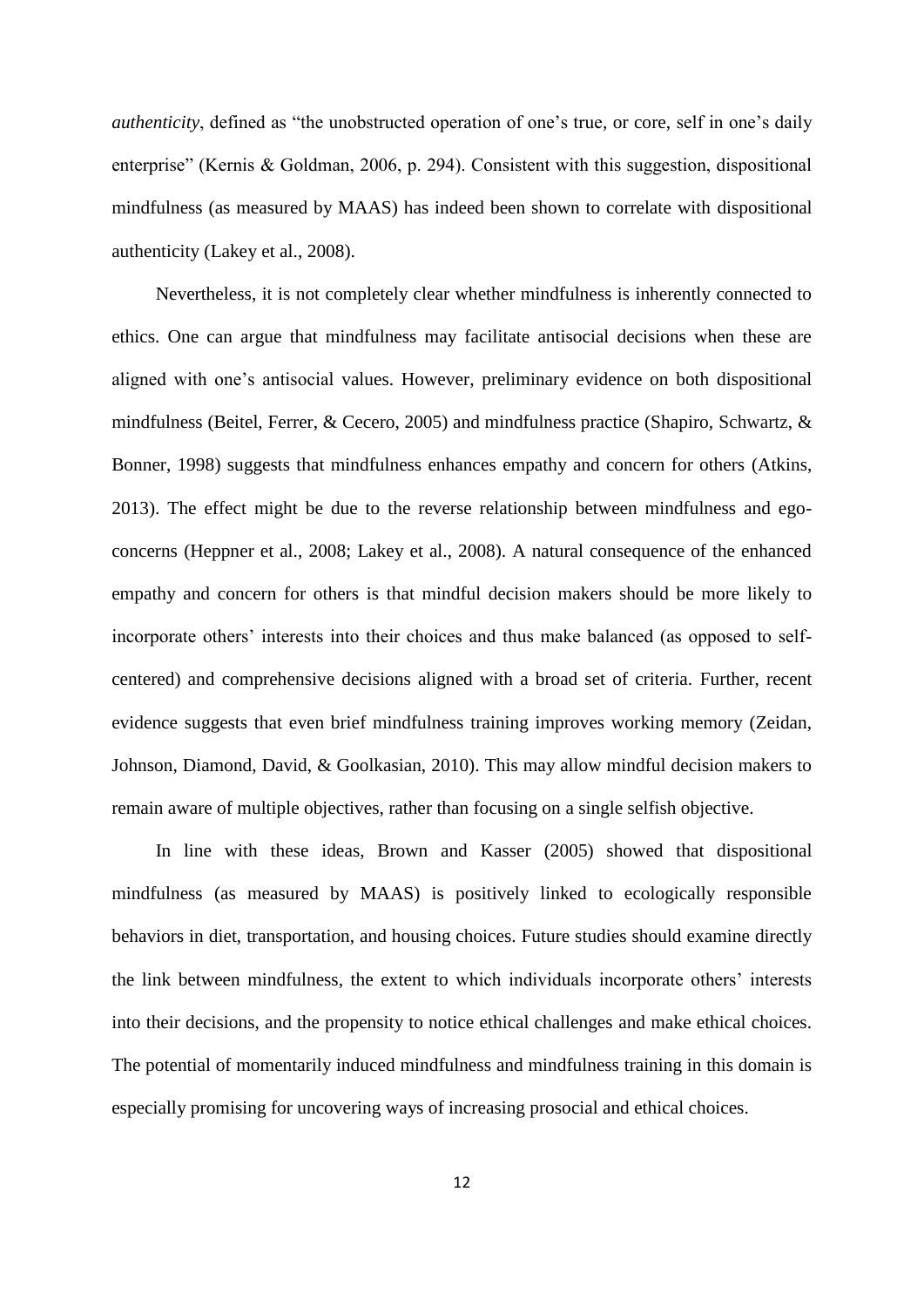*authenticity*, defined as "the unobstructed operation of one's true, or core, self in one's daily enterprise" (Kernis & Goldman, 2006, p. 294). Consistent with this suggestion, dispositional mindfulness (as measured by MAAS) has indeed been shown to correlate with dispositional authenticity (Lakey et al., 2008).

Nevertheless, it is not completely clear whether mindfulness is inherently connected to ethics. One can argue that mindfulness may facilitate antisocial decisions when these are aligned with one's antisocial values. However, preliminary evidence on both dispositional mindfulness (Beitel, Ferrer, & Cecero, 2005) and mindfulness practice (Shapiro, Schwartz, & Bonner, 1998) suggests that mindfulness enhances empathy and concern for others (Atkins, 2013). The effect might be due to the reverse relationship between mindfulness and ego-concerns (Heppner et al., 2008; Lakey et al., 2008). A natural consequence of the enhanced empathy and concern for others is that mindful decision makers should be more likely to incorporate others' interests into their choices and thus make balanced (as opposed to self-centered) and comprehensive decisions aligned with a broad set of criteria. Further, recent evidence suggests that even brief mindfulness training improves working memory (Zeidan, Johnson, Diamond, David, & Goolkasian, 2010). This may allow mindful decision makers to remain aware of multiple objectives, rather than focusing on a single selfish objective.

In line with these ideas, Brown and Kasser (2005) showed that dispositional mindfulness (as measured by MAAS) is positively linked to ecologically responsible behaviors in diet, transportation, and housing choices. Future studies should examine directly the link between mindfulness, the extent to which individuals incorporate others' interests into their decisions, and the propensity to notice ethical challenges and make ethical choices. The potential of momentarily induced mindfulness and mindfulness training in this domain is especially promising for uncovering ways of increasing prosocial and ethical choices.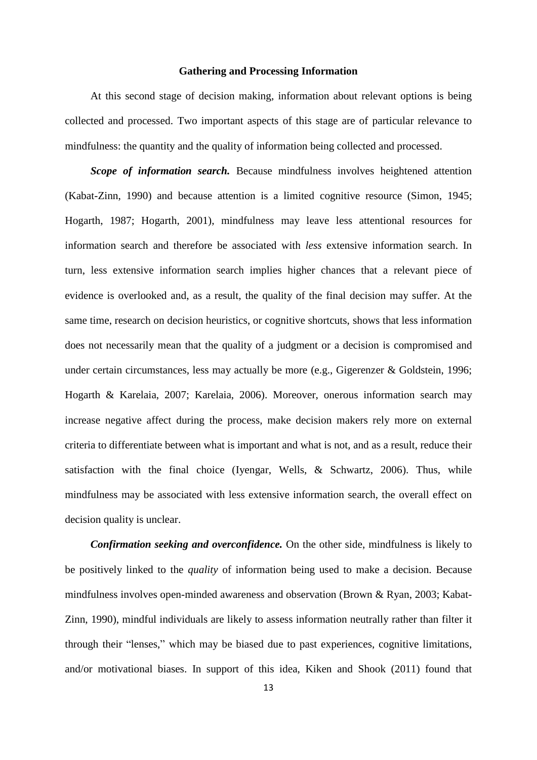## Gathering and Processing Information

At this second stage of decision making, information about relevant options is being collected and processed. Two important aspects of this stage are of particular relevance to mindfulness: the quantity and the quality of information being collected and processed.

***Scope of information search.*** Because mindfulness involves heightened attention (Kabat-Zinn, 1990) and because attention is a limited cognitive resource (Simon, 1945; Hogarth, 1987; Hogarth, 2001), mindfulness may leave less attentional resources for information search and therefore be associated with *less* extensive information search. In turn, less extensive information search implies higher chances that a relevant piece of evidence is overlooked and, as a result, the quality of the final decision may suffer. At the same time, research on decision heuristics, or cognitive shortcuts, shows that less information does not necessarily mean that the quality of a judgment or a decision is compromised and under certain circumstances, less may actually be more (e.g., Gigerenzer & Goldstein, 1996; Hogarth & Karelaia, 2007; Karelaia, 2006). Moreover, onerous information search may increase negative affect during the process, make decision makers rely more on external criteria to differentiate between what is important and what is not, and as a result, reduce their satisfaction with the final choice (Iyengar, Wells, & Schwartz, 2006). Thus, while mindfulness may be associated with less extensive information search, the overall effect on decision quality is unclear.

***Confirmation seeking and overconfidence.*** On the other side, mindfulness is likely to be positively linked to the *quality* of information being used to make a decision. Because mindfulness involves open-minded awareness and observation (Brown & Ryan, 2003; Kabat-Zinn, 1990), mindful individuals are likely to assess information neutrally rather than filter it through their "lenses," which may be biased due to past experiences, cognitive limitations, and/or motivational biases. In support of this idea, Kiken and Shook (2011) found that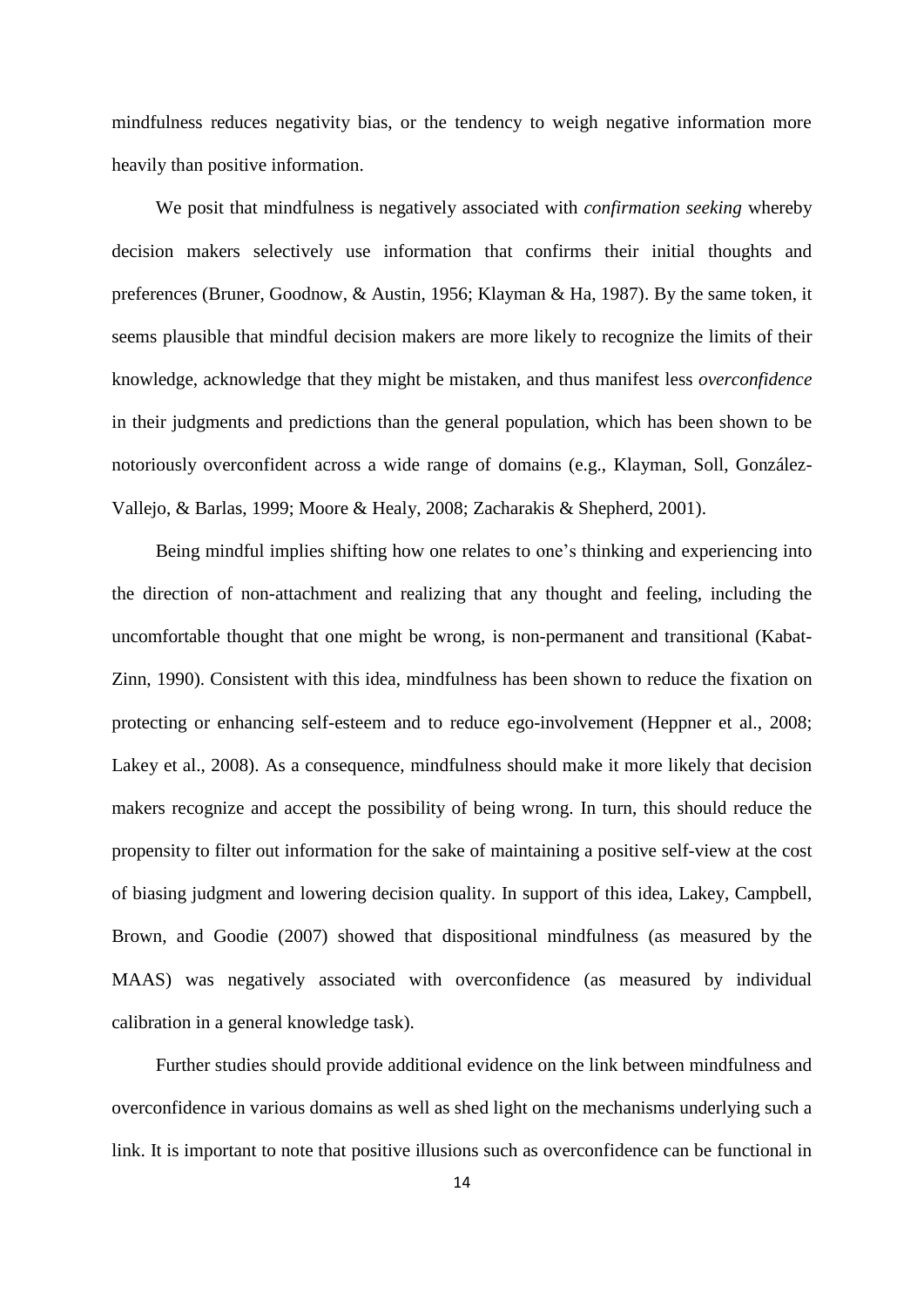mindfulness reduces negativity bias, or the tendency to weigh negative information more heavily than positive information.

We posit that mindfulness is negatively associated with *confirmation seeking* whereby decision makers selectively use information that confirms their initial thoughts and preferences (Bruner, Goodnow, & Austin, 1956; Klayman & Ha, 1987). By the same token, it seems plausible that mindful decision makers are more likely to recognize the limits of their knowledge, acknowledge that they might be mistaken, and thus manifest less *overconfidence* in their judgments and predictions than the general population, which has been shown to be notoriously overconfident across a wide range of domains (e.g., Klayman, Soll, González-Vallejo, & Barlas, 1999; Moore & Healy, 2008; Zacharakis & Shepherd, 2001).

Being mindful implies shifting how one relates to one's thinking and experiencing into the direction of non-attachment and realizing that any thought and feeling, including the uncomfortable thought that one might be wrong, is non-permanent and transitional (Kabat-Zinn, 1990). Consistent with this idea, mindfulness has been shown to reduce the fixation on protecting or enhancing self-esteem and to reduce ego-involvement (Heppner et al., 2008; Lakey et al., 2008). As a consequence, mindfulness should make it more likely that decision makers recognize and accept the possibility of being wrong. In turn, this should reduce the propensity to filter out information for the sake of maintaining a positive self-view at the cost of biasing judgment and lowering decision quality. In support of this idea, Lakey, Campbell, Brown, and Goodie (2007) showed that dispositional mindfulness (as measured by the MAAS) was negatively associated with overconfidence (as measured by individual calibration in a general knowledge task).

Further studies should provide additional evidence on the link between mindfulness and overconfidence in various domains as well as shed light on the mechanisms underlying such a link. It is important to note that positive illusions such as overconfidence can be functional in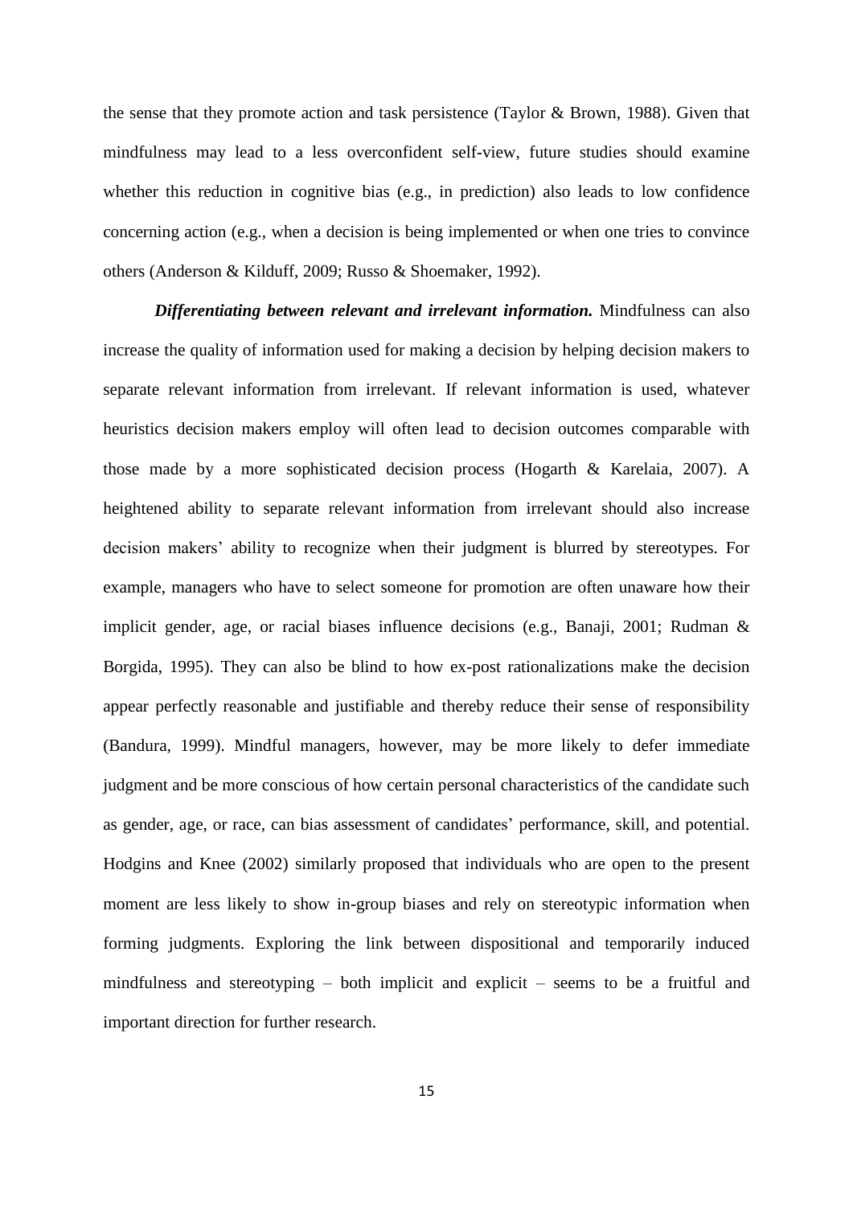the sense that they promote action and task persistence (Taylor & Brown, 1988). Given that mindfulness may lead to a less overconfident self-view, future studies should examine whether this reduction in cognitive bias (e.g., in prediction) also leads to low confidence concerning action (e.g., when a decision is being implemented or when one tries to convince others (Anderson & Kilduff, 2009; Russo & Shoemaker, 1992).

***Differentiating between relevant and irrelevant information.*** Mindfulness can also increase the quality of information used for making a decision by helping decision makers to separate relevant information from irrelevant. If relevant information is used, whatever heuristics decision makers employ will often lead to decision outcomes comparable with those made by a more sophisticated decision process (Hogarth & Karelaia, 2007). A heightened ability to separate relevant information from irrelevant should also increase decision makers' ability to recognize when their judgment is blurred by stereotypes. For example, managers who have to select someone for promotion are often unaware how their implicit gender, age, or racial biases influence decisions (e.g., Banaji, 2001; Rudman & Borgida, 1995). They can also be blind to how ex-post rationalizations make the decision appear perfectly reasonable and justifiable and thereby reduce their sense of responsibility (Bandura, 1999). Mindful managers, however, may be more likely to defer immediate judgment and be more conscious of how certain personal characteristics of the candidate such as gender, age, or race, can bias assessment of candidates' performance, skill, and potential. Hodgins and Knee (2002) similarly proposed that individuals who are open to the present moment are less likely to show in-group biases and rely on stereotypic information when forming judgments. Exploring the link between dispositional and temporarily induced mindfulness and stereotyping – both implicit and explicit – seems to be a fruitful and important direction for further research.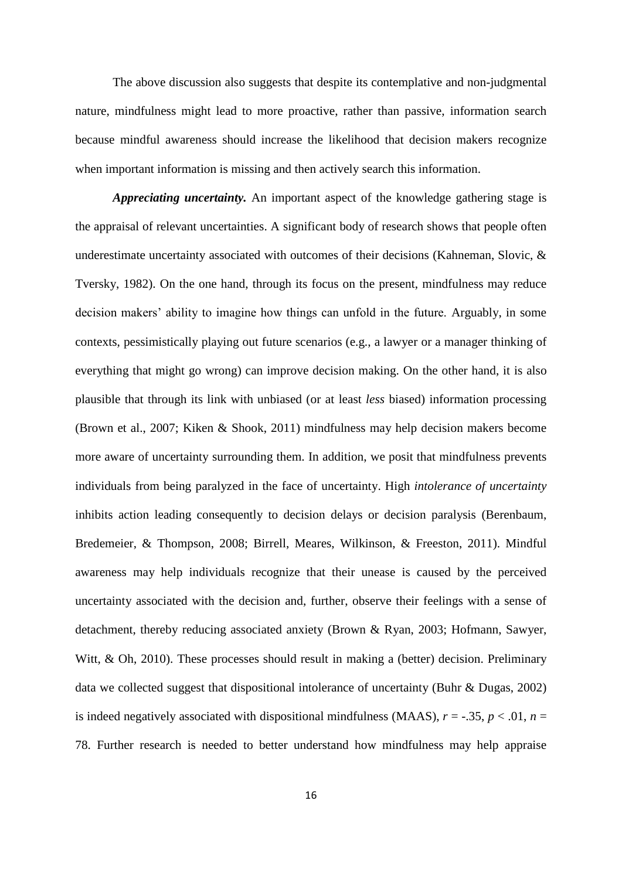The above discussion also suggests that despite its contemplative and non-judgmental nature, mindfulness might lead to more proactive, rather than passive, information search because mindful awareness should increase the likelihood that decision makers recognize when important information is missing and then actively search this information.

***Appreciating uncertainty.*** An important aspect of the knowledge gathering stage is the appraisal of relevant uncertainties. A significant body of research shows that people often underestimate uncertainty associated with outcomes of their decisions (Kahneman, Slovic, & Tversky, 1982). On the one hand, through its focus on the present, mindfulness may reduce decision makers' ability to imagine how things can unfold in the future. Arguably, in some contexts, pessimistically playing out future scenarios (e.g., a lawyer or a manager thinking of everything that might go wrong) can improve decision making. On the other hand, it is also plausible that through its link with unbiased (or at least *less* biased) information processing (Brown et al., 2007; Kiken & Shook, 2011) mindfulness may help decision makers become more aware of uncertainty surrounding them. In addition, we posit that mindfulness prevents individuals from being paralyzed in the face of uncertainty. High *intolerance of uncertainty* inhibits action leading consequently to decision delays or decision paralysis (Berenbaum, Bredemeier, & Thompson, 2008; Birrell, Meares, Wilkinson, & Freeston, 2011). Mindful awareness may help individuals recognize that their unease is caused by the perceived uncertainty associated with the decision and, further, observe their feelings with a sense of detachment, thereby reducing associated anxiety (Brown & Ryan, 2003; Hofmann, Sawyer, Witt, & Oh, 2010). These processes should result in making a (better) decision. Preliminary data we collected suggest that dispositional intolerance of uncertainty (Buhr & Dugas, 2002) is indeed negatively associated with dispositional mindfulness (MAAS), $r = -.35$, $p < .01$, $n = 78$. Further research is needed to better understand how mindfulness may help appraise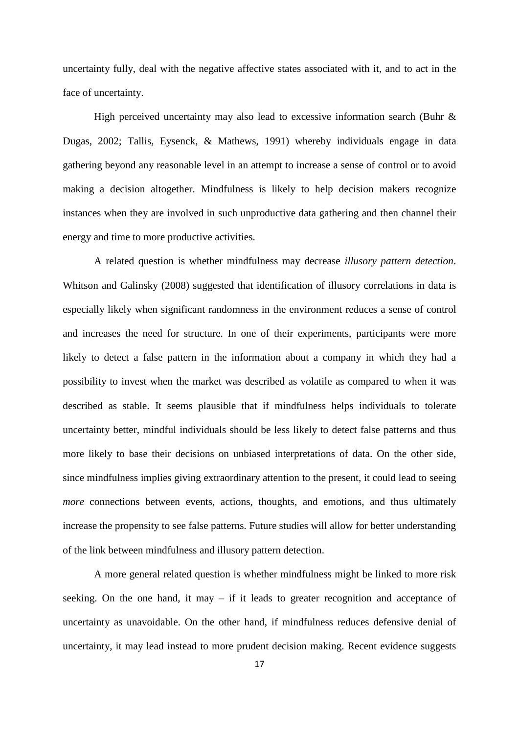uncertainty fully, deal with the negative affective states associated with it, and to act in the face of uncertainty.

High perceived uncertainty may also lead to excessive information search (Buhr & Dugas, 2002; Tallis, Eysenck, & Mathews, 1991) whereby individuals engage in data gathering beyond any reasonable level in an attempt to increase a sense of control or to avoid making a decision altogether. Mindfulness is likely to help decision makers recognize instances when they are involved in such unproductive data gathering and then channel their energy and time to more productive activities.

A related question is whether mindfulness may decrease *illusory pattern detection*. Whitson and Galinsky (2008) suggested that identification of illusory correlations in data is especially likely when significant randomness in the environment reduces a sense of control and increases the need for structure. In one of their experiments, participants were more likely to detect a false pattern in the information about a company in which they had a possibility to invest when the market was described as volatile as compared to when it was described as stable. It seems plausible that if mindfulness helps individuals to tolerate uncertainty better, mindful individuals should be less likely to detect false patterns and thus more likely to base their decisions on unbiased interpretations of data. On the other side, since mindfulness implies giving extraordinary attention to the present, it could lead to seeing *more* connections between events, actions, thoughts, and emotions, and thus ultimately increase the propensity to see false patterns. Future studies will allow for better understanding of the link between mindfulness and illusory pattern detection.

A more general related question is whether mindfulness might be linked to more risk seeking. On the one hand, it may – if it leads to greater recognition and acceptance of uncertainty as unavoidable. On the other hand, if mindfulness reduces defensive denial of uncertainty, it may lead instead to more prudent decision making. Recent evidence suggests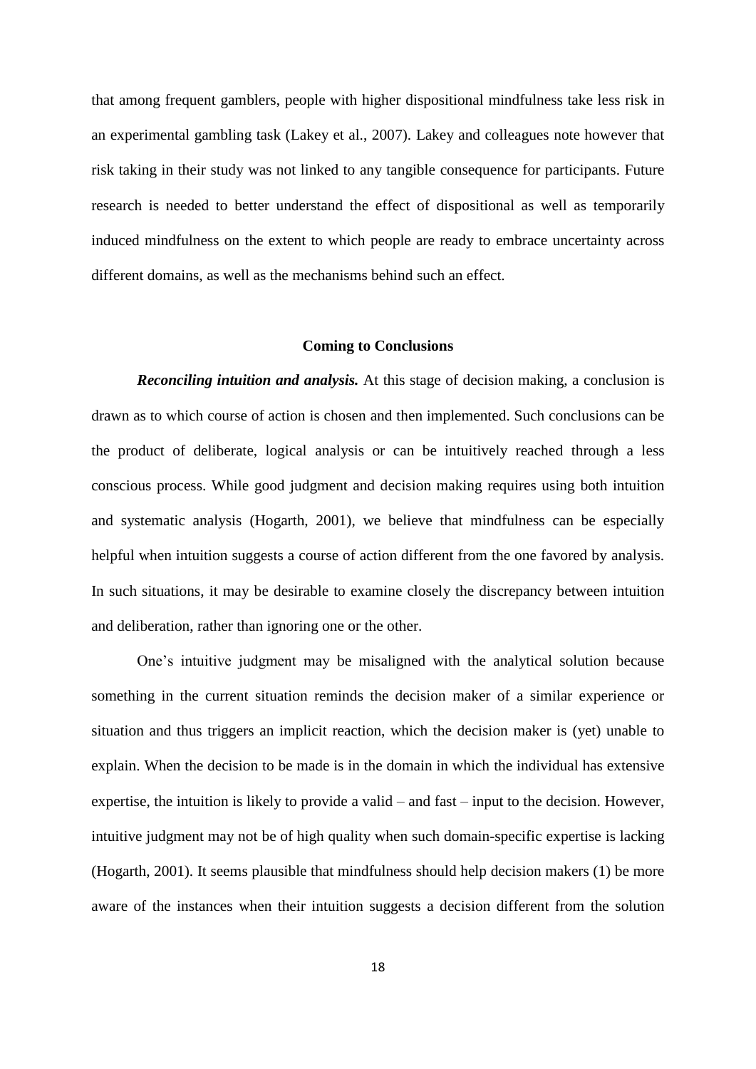that among frequent gamblers, people with higher dispositional mindfulness take less risk in an experimental gambling task (Lakey et al., 2007). Lakey and colleagues note however that risk taking in their study was not linked to any tangible consequence for participants. Future research is needed to better understand the effect of dispositional as well as temporarily induced mindfulness on the extent to which people are ready to embrace uncertainty across different domains, as well as the mechanisms behind such an effect.

## Coming to Conclusions

***Reconciling intuition and analysis.*** At this stage of decision making, a conclusion is drawn as to which course of action is chosen and then implemented. Such conclusions can be the product of deliberate, logical analysis or can be intuitively reached through a less conscious process. While good judgment and decision making requires using both intuition and systematic analysis (Hogarth, 2001), we believe that mindfulness can be especially helpful when intuition suggests a course of action different from the one favored by analysis. In such situations, it may be desirable to examine closely the discrepancy between intuition and deliberation, rather than ignoring one or the other.

One's intuitive judgment may be misaligned with the analytical solution because something in the current situation reminds the decision maker of a similar experience or situation and thus triggers an implicit reaction, which the decision maker is (yet) unable to explain. When the decision to be made is in the domain in which the individual has extensive expertise, the intuition is likely to provide a valid – and fast – input to the decision. However, intuitive judgment may not be of high quality when such domain-specific expertise is lacking (Hogarth, 2001). It seems plausible that mindfulness should help decision makers (1) be more aware of the instances when their intuition suggests a decision different from the solution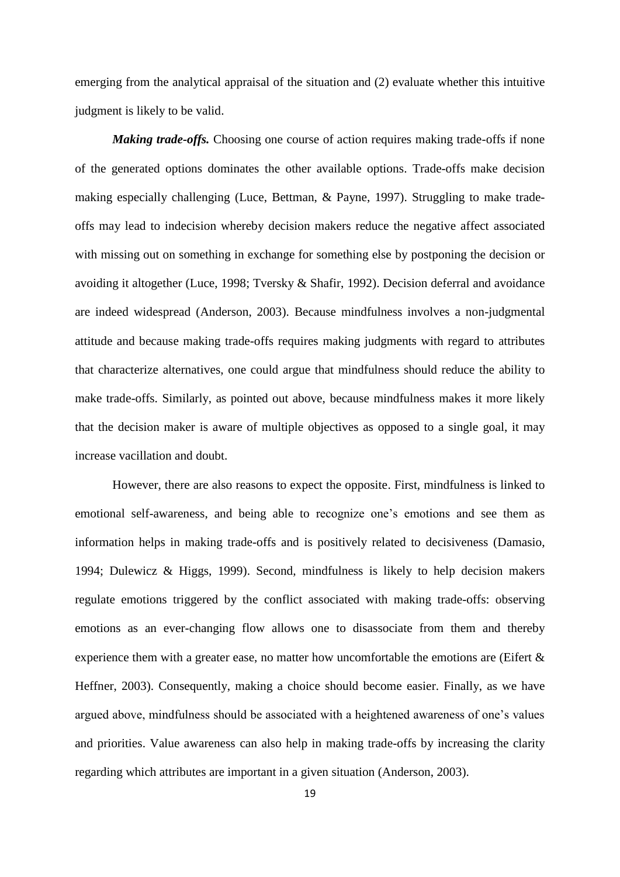emerging from the analytical appraisal of the situation and (2) evaluate whether this intuitive judgment is likely to be valid.

***Making trade-offs.*** Choosing one course of action requires making trade-offs if none of the generated options dominates the other available options. Trade-offs make decision making especially challenging (Luce, Bettman, & Payne, 1997). Struggling to make trade-offs may lead to indecision whereby decision makers reduce the negative affect associated with missing out on something in exchange for something else by postponing the decision or avoiding it altogether (Luce, 1998; Tversky & Shafir, 1992). Decision deferral and avoidance are indeed widespread (Anderson, 2003). Because mindfulness involves a non-judgmental attitude and because making trade-offs requires making judgments with regard to attributes that characterize alternatives, one could argue that mindfulness should reduce the ability to make trade-offs. Similarly, as pointed out above, because mindfulness makes it more likely that the decision maker is aware of multiple objectives as opposed to a single goal, it may increase vacillation and doubt.

However, there are also reasons to expect the opposite. First, mindfulness is linked to emotional self-awareness, and being able to recognize one's emotions and see them as information helps in making trade-offs and is positively related to decisiveness (Damasio, 1994; Dulewicz & Higgs, 1999). Second, mindfulness is likely to help decision makers regulate emotions triggered by the conflict associated with making trade-offs: observing emotions as an ever-changing flow allows one to disassociate from them and thereby experience them with a greater ease, no matter how uncomfortable the emotions are (Eifert & Heffner, 2003). Consequently, making a choice should become easier. Finally, as we have argued above, mindfulness should be associated with a heightened awareness of one's values and priorities. Value awareness can also help in making trade-offs by increasing the clarity regarding which attributes are important in a given situation (Anderson, 2003).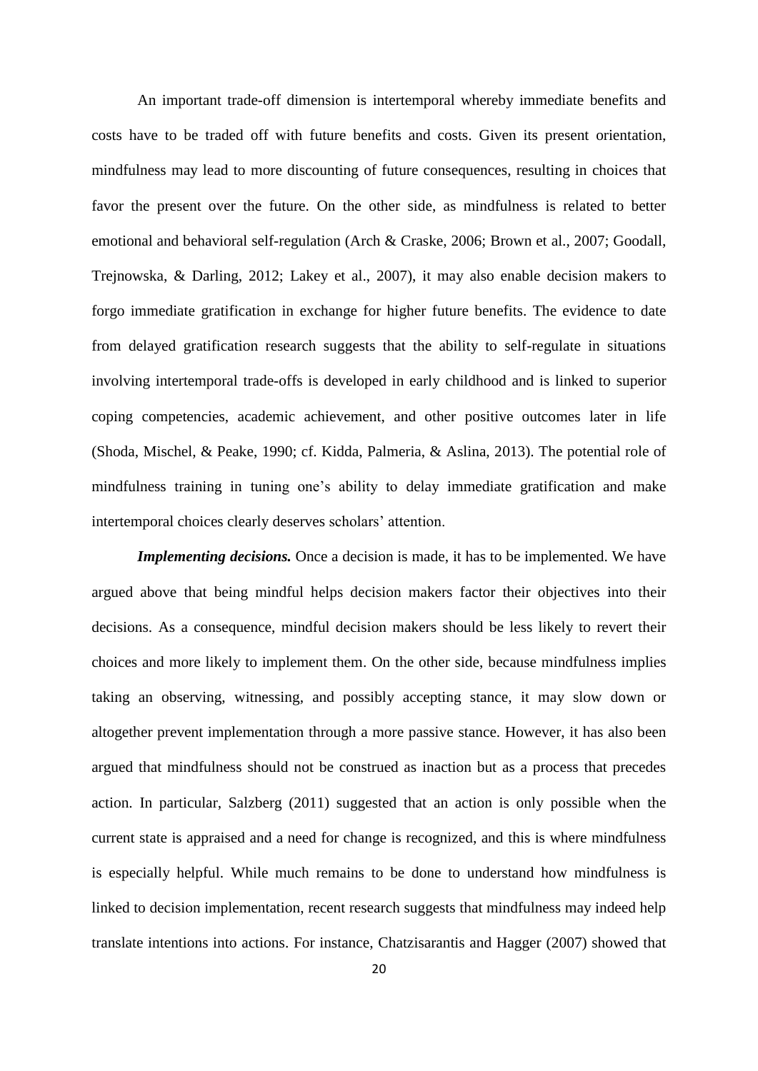An important trade-off dimension is intertemporal whereby immediate benefits and costs have to be traded off with future benefits and costs. Given its present orientation, mindfulness may lead to more discounting of future consequences, resulting in choices that favor the present over the future. On the other side, as mindfulness is related to better emotional and behavioral self-regulation (Arch & Craske, 2006; Brown et al., 2007; Goodall, Trejnowska, & Darling, 2012; Lakey et al., 2007), it may also enable decision makers to forgo immediate gratification in exchange for higher future benefits. The evidence to date from delayed gratification research suggests that the ability to self-regulate in situations involving intertemporal trade-offs is developed in early childhood and is linked to superior coping competencies, academic achievement, and other positive outcomes later in life (Shoda, Mischel, & Peake, 1990; cf. Kidda, Palmeria, & Aslina, 2013). The potential role of mindfulness training in tuning one's ability to delay immediate gratification and make intertemporal choices clearly deserves scholars' attention.

***Implementing decisions.*** Once a decision is made, it has to be implemented. We have argued above that being mindful helps decision makers factor their objectives into their decisions. As a consequence, mindful decision makers should be less likely to revert their choices and more likely to implement them. On the other side, because mindfulness implies taking an observing, witnessing, and possibly accepting stance, it may slow down or altogether prevent implementation through a more passive stance. However, it has also been argued that mindfulness should not be construed as inaction but as a process that precedes action. In particular, Salzberg (2011) suggested that an action is only possible when the current state is appraised and a need for change is recognized, and this is where mindfulness is especially helpful. While much remains to be done to understand how mindfulness is linked to decision implementation, recent research suggests that mindfulness may indeed help translate intentions into actions. For instance, Chatzisarantis and Hagger (2007) showed that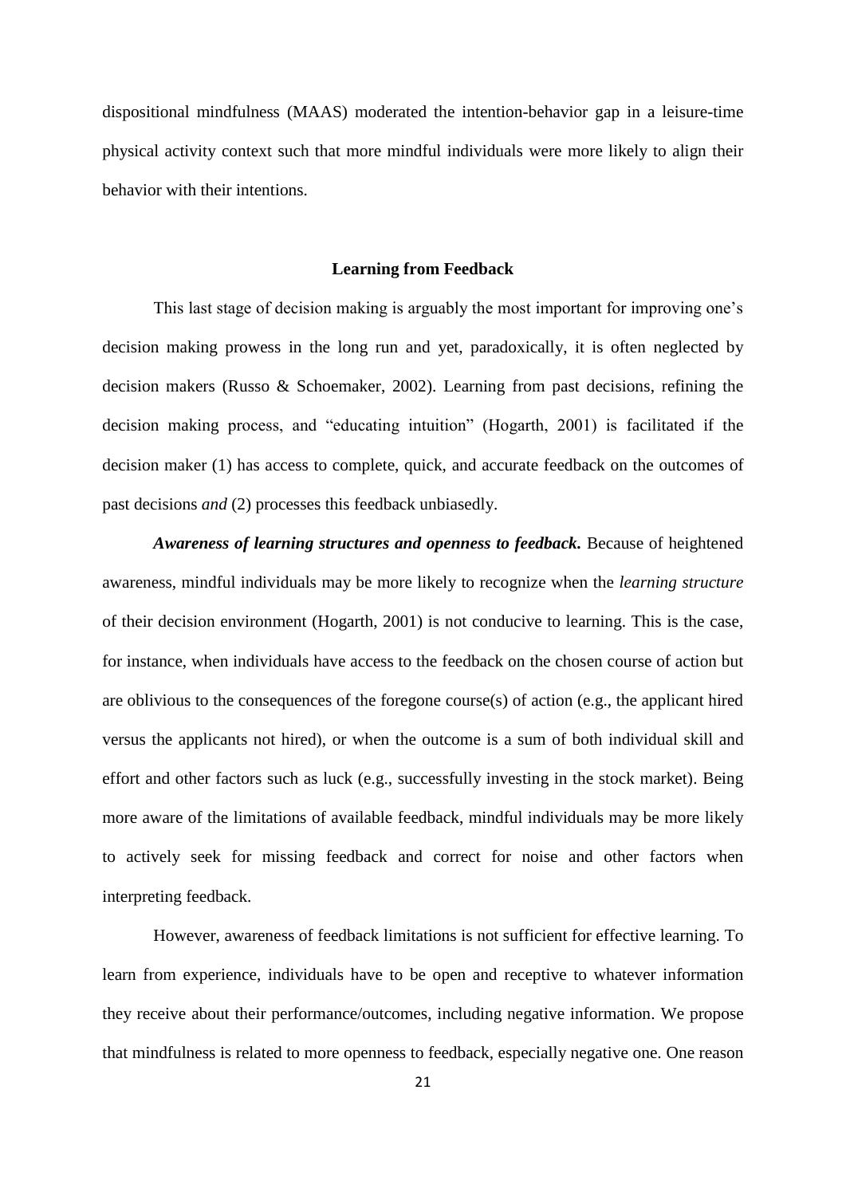dispositional mindfulness (MAAS) moderated the intention-behavior gap in a leisure-time physical activity context such that more mindful individuals were more likely to align their behavior with their intentions.

## Learning from Feedback

This last stage of decision making is arguably the most important for improving one's decision making prowess in the long run and yet, paradoxically, it is often neglected by decision makers (Russo & Schoemaker, 2002). Learning from past decisions, refining the decision making process, and "educating intuition" (Hogarth, 2001) is facilitated if the decision maker (1) has access to complete, quick, and accurate feedback on the outcomes of past decisions *and* (2) processes this feedback unbiasedly.

***Awareness of learning structures and openness to feedback.*** Because of heightened awareness, mindful individuals may be more likely to recognize when the *learning structure* of their decision environment (Hogarth, 2001) is not conducive to learning. This is the case, for instance, when individuals have access to the feedback on the chosen course of action but are oblivious to the consequences of the foregone course(s) of action (e.g., the applicant hired versus the applicants not hired), or when the outcome is a sum of both individual skill and effort and other factors such as luck (e.g., successfully investing in the stock market). Being more aware of the limitations of available feedback, mindful individuals may be more likely to actively seek for missing feedback and correct for noise and other factors when interpreting feedback.

However, awareness of feedback limitations is not sufficient for effective learning. To learn from experience, individuals have to be open and receptive to whatever information they receive about their performance/outcomes, including negative information. We propose that mindfulness is related to more openness to feedback, especially negative one. One reason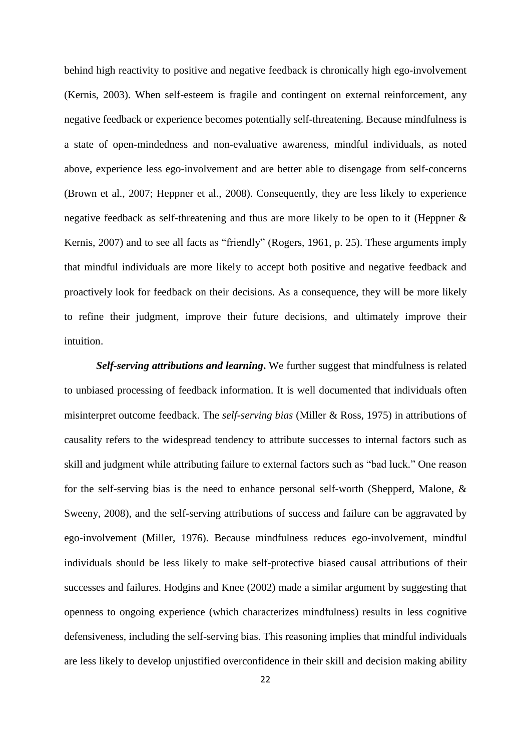behind high reactivity to positive and negative feedback is chronically high ego-involvement (Kernis, 2003). When self-esteem is fragile and contingent on external reinforcement, any negative feedback or experience becomes potentially self-threatening. Because mindfulness is a state of open-mindedness and non-evaluative awareness, mindful individuals, as noted above, experience less ego-involvement and are better able to disengage from self-concerns (Brown et al., 2007; Heppner et al., 2008). Consequently, they are less likely to experience negative feedback as self-threatening and thus are more likely to be open to it (Heppner & Kernis, 2007) and to see all facts as "friendly" (Rogers, 1961, p. 25). These arguments imply that mindful individuals are more likely to accept both positive and negative feedback and proactively look for feedback on their decisions. As a consequence, they will be more likely to refine their judgment, improve their future decisions, and ultimately improve their intuition.

***Self-serving attributions and learning*.** We further suggest that mindfulness is related to unbiased processing of feedback information. It is well documented that individuals often misinterpret outcome feedback. The *self-serving bias* (Miller & Ross, 1975) in attributions of causality refers to the widespread tendency to attribute successes to internal factors such as skill and judgment while attributing failure to external factors such as "bad luck." One reason for the self-serving bias is the need to enhance personal self-worth (Shepperd, Malone, & Sweeny, 2008), and the self-serving attributions of success and failure can be aggravated by ego-involvement (Miller, 1976). Because mindfulness reduces ego-involvement, mindful individuals should be less likely to make self-protective biased causal attributions of their successes and failures. Hodgins and Knee (2002) made a similar argument by suggesting that openness to ongoing experience (which characterizes mindfulness) results in less cognitive defensiveness, including the self-serving bias. This reasoning implies that mindful individuals are less likely to develop unjustified overconfidence in their skill and decision making ability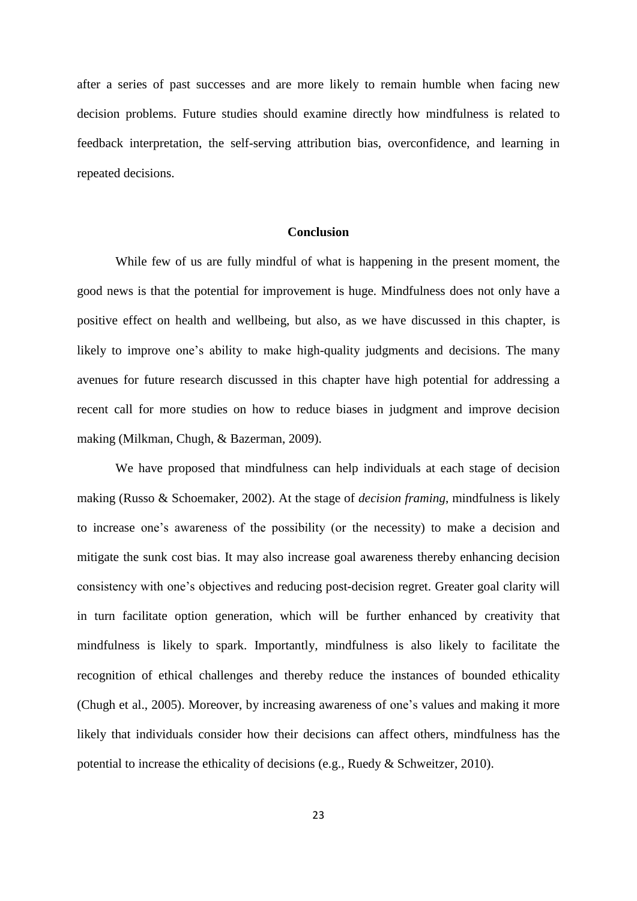after a series of past successes and are more likely to remain humble when facing new decision problems. Future studies should examine directly how mindfulness is related to feedback interpretation, the self-serving attribution bias, overconfidence, and learning in repeated decisions.

## Conclusion

While few of us are fully mindful of what is happening in the present moment, the good news is that the potential for improvement is huge. Mindfulness does not only have a positive effect on health and wellbeing, but also, as we have discussed in this chapter, is likely to improve one's ability to make high-quality judgments and decisions. The many avenues for future research discussed in this chapter have high potential for addressing a recent call for more studies on how to reduce biases in judgment and improve decision making (Milkman, Chugh, & Bazerman, 2009).

We have proposed that mindfulness can help individuals at each stage of decision making (Russo & Schoemaker, 2002). At the stage of *decision framing*, mindfulness is likely to increase one's awareness of the possibility (or the necessity) to make a decision and mitigate the sunk cost bias. It may also increase goal awareness thereby enhancing decision consistency with one's objectives and reducing post-decision regret. Greater goal clarity will in turn facilitate option generation, which will be further enhanced by creativity that mindfulness is likely to spark. Importantly, mindfulness is also likely to facilitate the recognition of ethical challenges and thereby reduce the instances of bounded ethicality (Chugh et al., 2005). Moreover, by increasing awareness of one's values and making it more likely that individuals consider how their decisions can affect others, mindfulness has the potential to increase the ethicality of decisions (e.g., Ruedy & Schweitzer, 2010).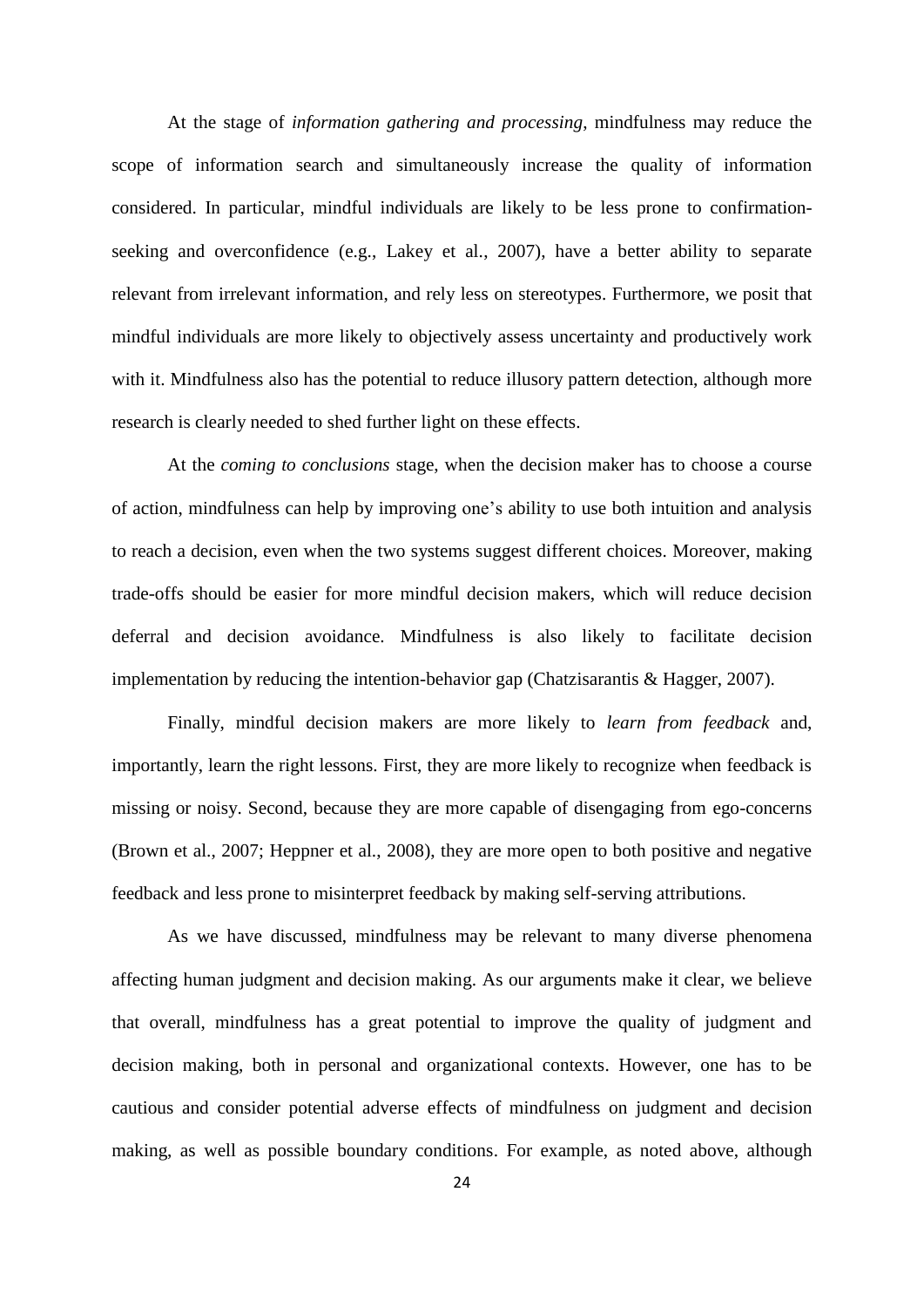At the stage of *information gathering and processing*, mindfulness may reduce the scope of information search and simultaneously increase the quality of information considered. In particular, mindful individuals are likely to be less prone to confirmation-seeking and overconfidence (e.g., Lakey et al., 2007), have a better ability to separate relevant from irrelevant information, and rely less on stereotypes. Furthermore, we posit that mindful individuals are more likely to objectively assess uncertainty and productively work with it. Mindfulness also has the potential to reduce illusory pattern detection, although more research is clearly needed to shed further light on these effects.

At the *coming to conclusions* stage, when the decision maker has to choose a course of action, mindfulness can help by improving one's ability to use both intuition and analysis to reach a decision, even when the two systems suggest different choices. Moreover, making trade-offs should be easier for more mindful decision makers, which will reduce decision deferral and decision avoidance. Mindfulness is also likely to facilitate decision implementation by reducing the intention-behavior gap (Chatzisarantis & Hagger, 2007).

Finally, mindful decision makers are more likely to *learn from feedback* and, importantly, learn the right lessons. First, they are more likely to recognize when feedback is missing or noisy. Second, because they are more capable of disengaging from ego-concerns (Brown et al., 2007; Heppner et al., 2008), they are more open to both positive and negative feedback and less prone to misinterpret feedback by making self-serving attributions.

As we have discussed, mindfulness may be relevant to many diverse phenomena affecting human judgment and decision making. As our arguments make it clear, we believe that overall, mindfulness has a great potential to improve the quality of judgment and decision making, both in personal and organizational contexts. However, one has to be cautious and consider potential adverse effects of mindfulness on judgment and decision making, as well as possible boundary conditions. For example, as noted above, although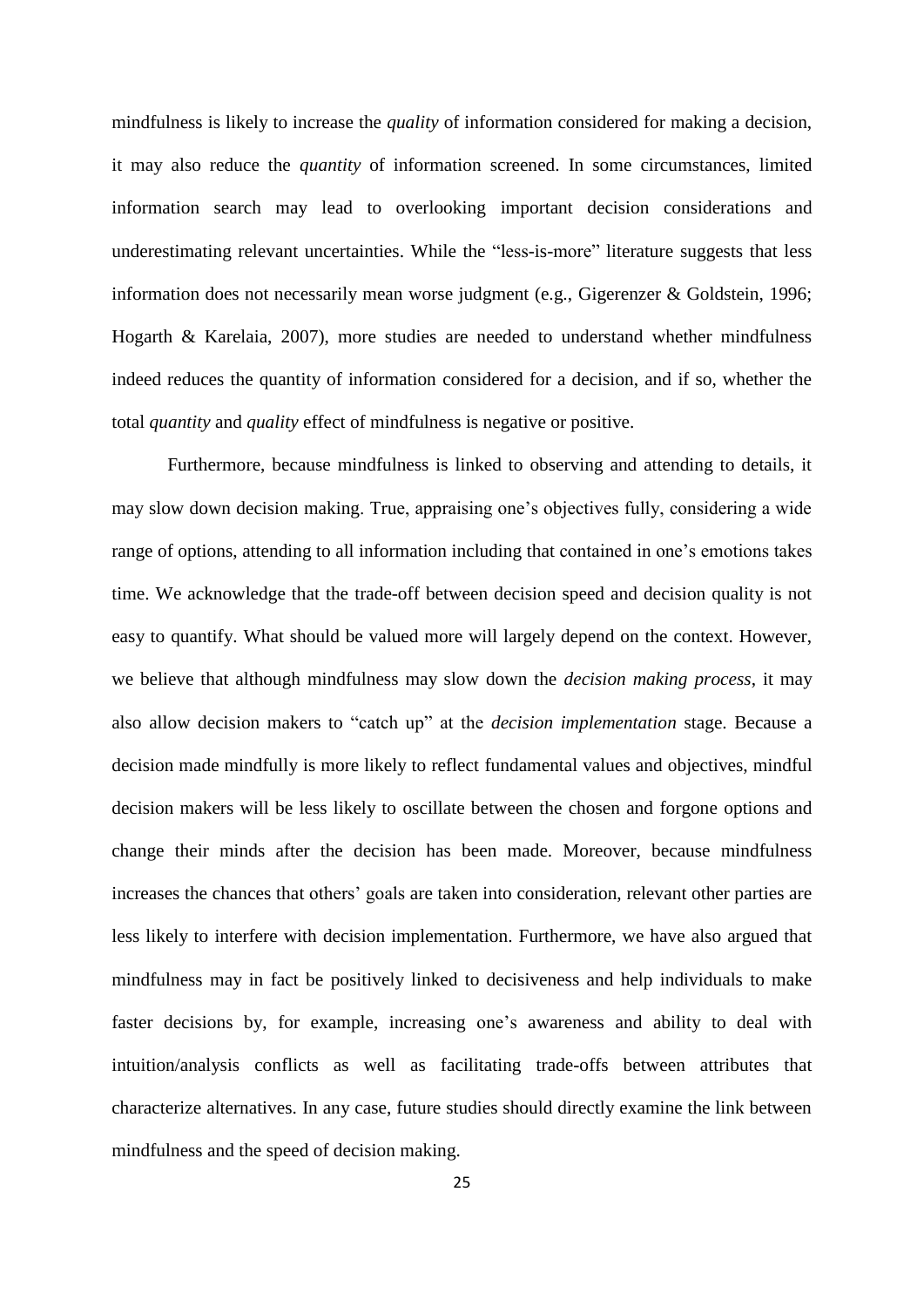mindfulness is likely to increase the *quality* of information considered for making a decision, it may also reduce the *quantity* of information screened. In some circumstances, limited information search may lead to overlooking important decision considerations and underestimating relevant uncertainties. While the "less-is-more" literature suggests that less information does not necessarily mean worse judgment (e.g., Gigerenzer & Goldstein, 1996; Hogarth & Karelaia, 2007), more studies are needed to understand whether mindfulness indeed reduces the quantity of information considered for a decision, and if so, whether the total *quantity* and *quality* effect of mindfulness is negative or positive.

Furthermore, because mindfulness is linked to observing and attending to details, it may slow down decision making. True, appraising one's objectives fully, considering a wide range of options, attending to all information including that contained in one's emotions takes time. We acknowledge that the trade-off between decision speed and decision quality is not easy to quantify. What should be valued more will largely depend on the context. However, we believe that although mindfulness may slow down the *decision making process*, it may also allow decision makers to "catch up" at the *decision implementation* stage. Because a decision made mindfully is more likely to reflect fundamental values and objectives, mindful decision makers will be less likely to oscillate between the chosen and forgone options and change their minds after the decision has been made. Moreover, because mindfulness increases the chances that others' goals are taken into consideration, relevant other parties are less likely to interfere with decision implementation. Furthermore, we have also argued that mindfulness may in fact be positively linked to decisiveness and help individuals to make faster decisions by, for example, increasing one's awareness and ability to deal with intuition/analysis conflicts as well as facilitating trade-offs between attributes that characterize alternatives. In any case, future studies should directly examine the link between mindfulness and the speed of decision making.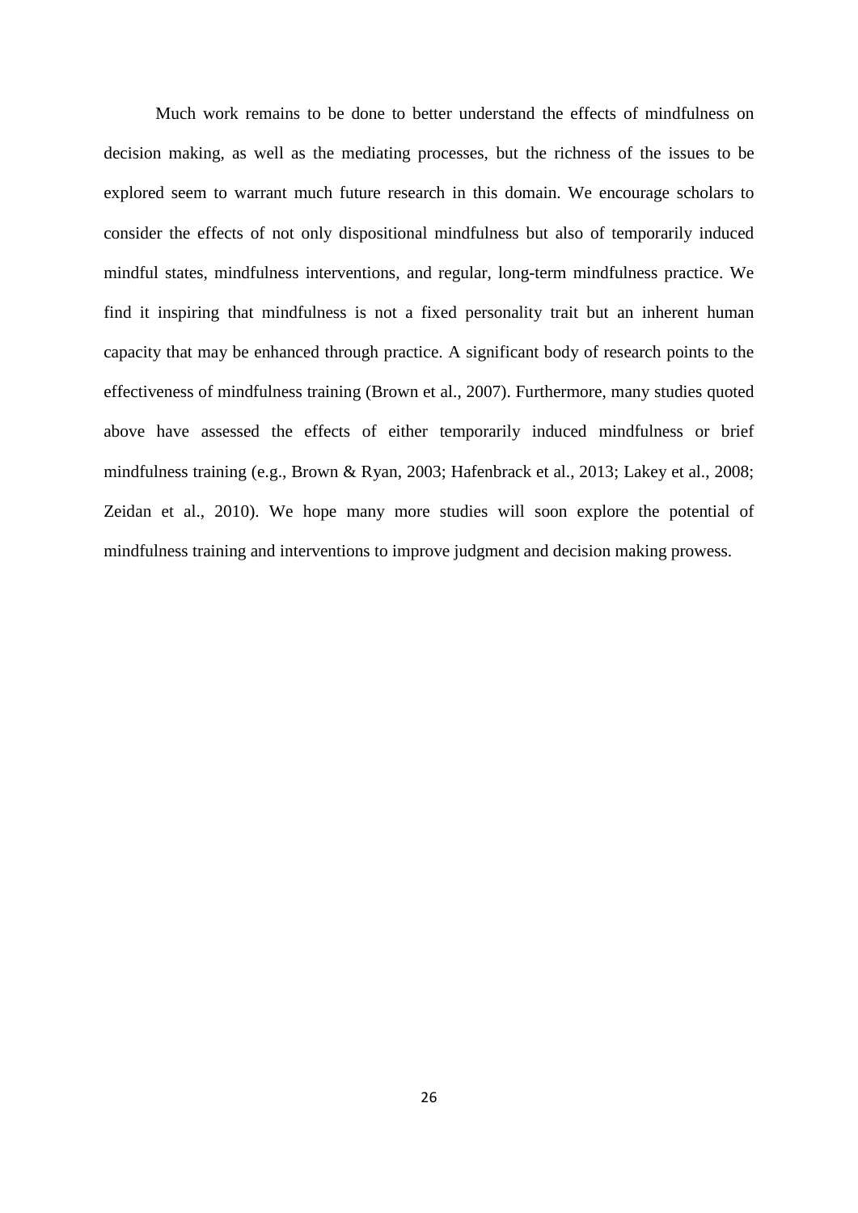Much work remains to be done to better understand the effects of mindfulness on decision making, as well as the mediating processes, but the richness of the issues to be explored seem to warrant much future research in this domain. We encourage scholars to consider the effects of not only dispositional mindfulness but also of temporarily induced mindful states, mindfulness interventions, and regular, long-term mindfulness practice. We find it inspiring that mindfulness is not a fixed personality trait but an inherent human capacity that may be enhanced through practice. A significant body of research points to the effectiveness of mindfulness training (Brown et al., 2007). Furthermore, many studies quoted above have assessed the effects of either temporarily induced mindfulness or brief mindfulness training (e.g., Brown & Ryan, 2003; Hafenbrack et al., 2013; Lakey et al., 2008; Zeidan et al., 2010). We hope many more studies will soon explore the potential of mindfulness training and interventions to improve judgment and decision making prowess.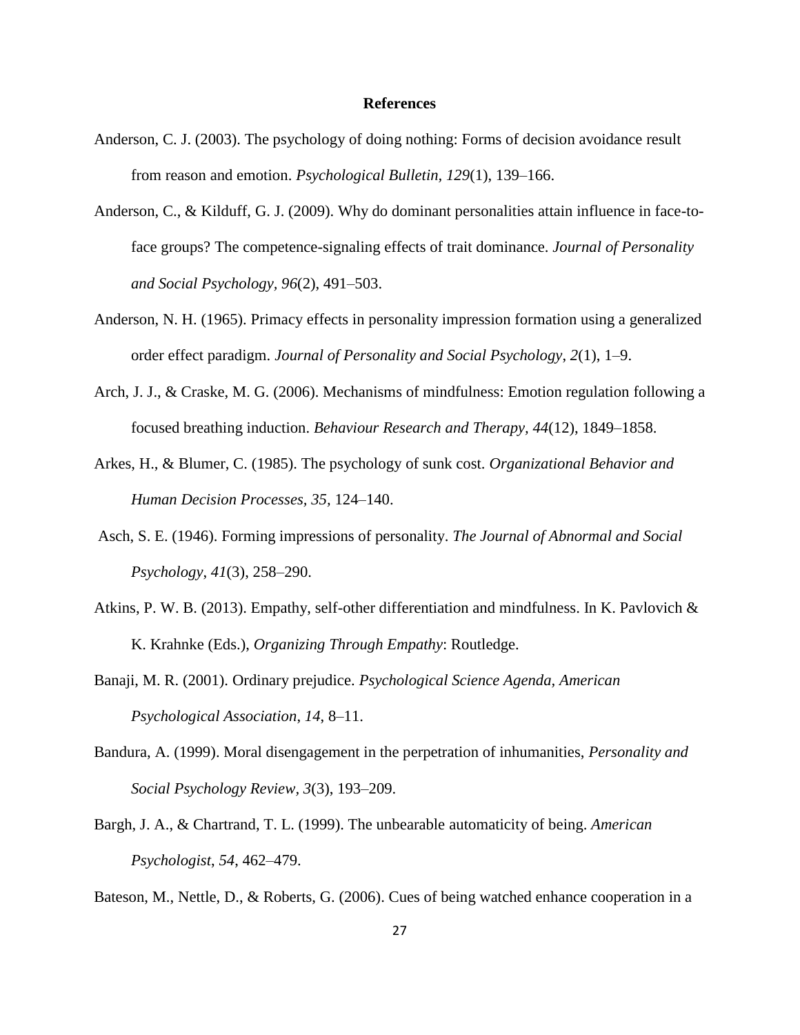# References

Anderson, C. J. (2003). The psychology of doing nothing: Forms of decision avoidance result from reason and emotion. *Psychological Bulletin*, *129*(1), 139–166.

Anderson, C., & Kilduff, G. J. (2009). Why do dominant personalities attain influence in face-to-face groups? The competence-signaling effects of trait dominance. *Journal of Personality and Social Psychology*, *96*(2), 491–503.

Anderson, N. H. (1965). Primacy effects in personality impression formation using a generalized order effect paradigm. *Journal of Personality and Social Psychology*, *2*(1), 1–9.

Arch, J. J., & Craske, M. G. (2006). Mechanisms of mindfulness: Emotion regulation following a focused breathing induction. *Behaviour Research and Therapy, 44*(12), 1849–1858.

Arkes, H., & Blumer, C. (1985). The psychology of sunk cost. *Organizational Behavior and Human Decision Processes, 35,* 124–140.

Asch, S. E. (1946). Forming impressions of personality. *The Journal of Abnormal and Social Psychology*, *41*(3), 258–290.

Atkins, P. W. B. (2013). Empathy, self-other differentiation and mindfulness. In K. Pavlovich & K. Krahnke (Eds.), *Organizing Through Empathy*: Routledge.

Banaji, M. R. (2001). Ordinary prejudice. *Psychological Science Agenda, American Psychological Association*, *14*, 8–11.

Bandura, A. (1999). Moral disengagement in the perpetration of inhumanities, *Personality and Social Psychology Review*, *3*(3), 193–209.

Bargh, J. A., & Chartrand, T. L. (1999). The unbearable automaticity of being. *American Psychologist*, *54*, 462–479.

Bateson, M., Nettle, D., & Roberts, G. (2006). Cues of being watched enhance cooperation in a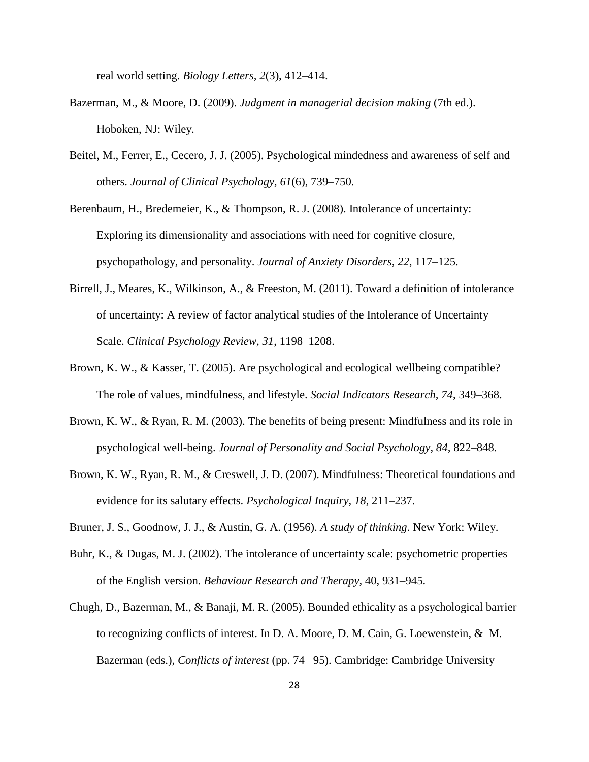real world setting. *Biology Letters, 2*(3), 412–414.

Bazerman, M., & Moore, D. (2009). *Judgment in managerial decision making* (7th ed.). Hoboken, NJ: Wiley.

Beitel, M., Ferrer, E., Cecero, J. J. (2005). Psychological mindedness and awareness of self and others. *Journal of Clinical Psychology, 61*(6), 739–750.

Berenbaum, H., Bredemeier, K., & Thompson, R. J. (2008). Intolerance of uncertainty: Exploring its dimensionality and associations with need for cognitive closure, psychopathology, and personality. *Journal of Anxiety Disorders, 22*, 117–125.

Birrell, J., Meares, K., Wilkinson, A., & Freeston, M. (2011). Toward a definition of intolerance of uncertainty: A review of factor analytical studies of the Intolerance of Uncertainty Scale. *Clinical Psychology Review, 31*, 1198–1208.

Brown, K. W., & Kasser, T. (2005). Are psychological and ecological wellbeing compatible? The role of values, mindfulness, and lifestyle. *Social Indicators Research, 74,* 349–368.

Brown, K. W., & Ryan, R. M. (2003). The benefits of being present: Mindfulness and its role in psychological well-being. *Journal of Personality and Social Psychology, 84,* 822–848.

Brown, K. W., Ryan, R. M., & Creswell, J. D. (2007). Mindfulness: Theoretical foundations and evidence for its salutary effects. *Psychological Inquiry, 18*, 211–237.

Bruner, J. S., Goodnow, J. J., & Austin, G. A. (1956). *A study of thinking*. New York: Wiley.

Buhr, K., & Dugas, M. J. (2002). The intolerance of uncertainty scale: psychometric properties of the English version. *Behaviour Research and Therapy*, 40, 931–945.

Chugh, D., Bazerman, M., & Banaji, M. R. (2005). Bounded ethicality as a psychological barrier to recognizing conflicts of interest. In D. A. Moore, D. M. Cain, G. Loewenstein, & M. Bazerman (eds.), *Conflicts of interest* (pp. 74– 95). Cambridge: Cambridge University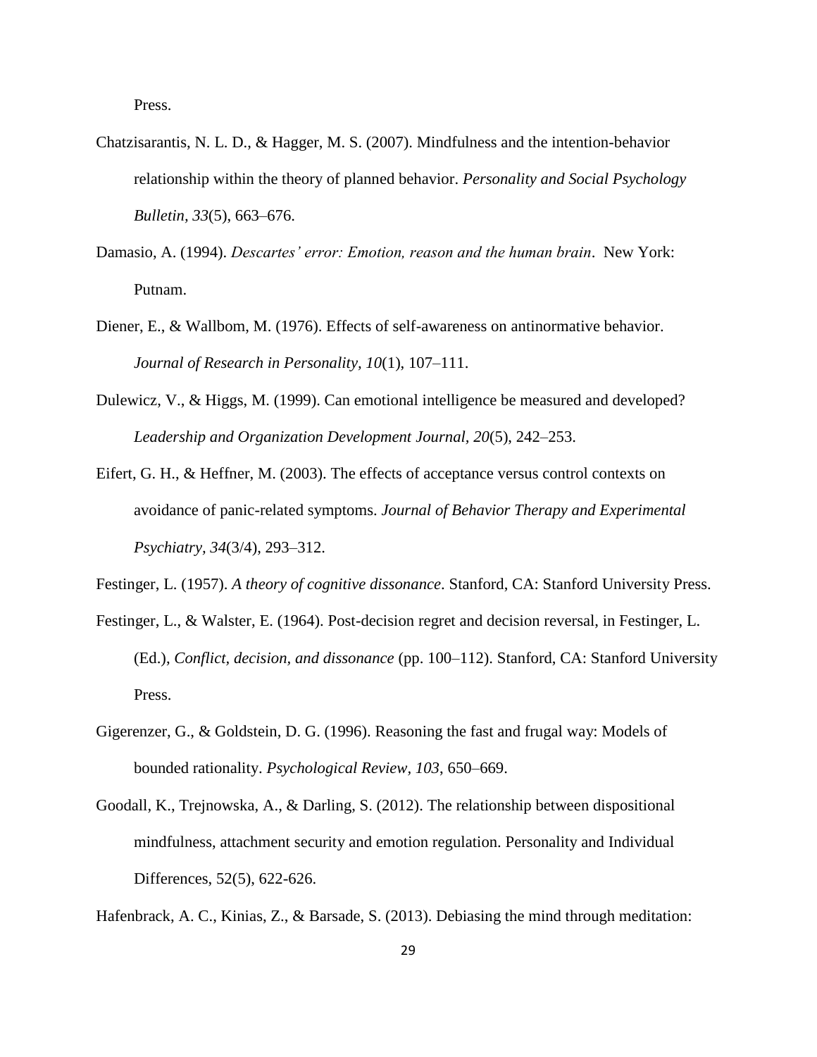Press.

Chatzisarantis, N. L. D., & Hagger, M. S. (2007). Mindfulness and the intention-behavior relationship within the theory of planned behavior. *Personality and Social Psychology Bulletin, 33*(5), 663–676.

Damasio, A. (1994). *Descartes' error: Emotion, reason and the human brain*. New York: Putnam.

Diener, E., & Wallbom, M. (1976). Effects of self-awareness on antinormative behavior. *Journal of Research in Personality, 10*(1), 107–111.

Dulewicz, V., & Higgs, M. (1999). Can emotional intelligence be measured and developed? *Leadership and Organization Development Journal, 20*(5), 242–253.

Eifert, G. H., & Heffner, M. (2003). The effects of acceptance versus control contexts on avoidance of panic-related symptoms. *Journal of Behavior Therapy and Experimental Psychiatry, 34*(3/4), 293–312.

Festinger, L. (1957). *A theory of cognitive dissonance*. Stanford, CA: Stanford University Press.

Festinger, L., & Walster, E. (1964). Post-decision regret and decision reversal, in Festinger, L. (Ed.), *Conflict, decision, and dissonance* (pp. 100–112). Stanford, CA: Stanford University Press.

Gigerenzer, G., & Goldstein, D. G. (1996). Reasoning the fast and frugal way: Models of bounded rationality. *Psychological Review, 103*, 650–669.

Goodall, K., Trejnowska, A., & Darling, S. (2012). The relationship between dispositional mindfulness, attachment security and emotion regulation. Personality and Individual Differences, 52(5), 622-626.

Hafenbrack, A. C., Kinias, Z., & Barsade, S. (2013). Debiasing the mind through meditation: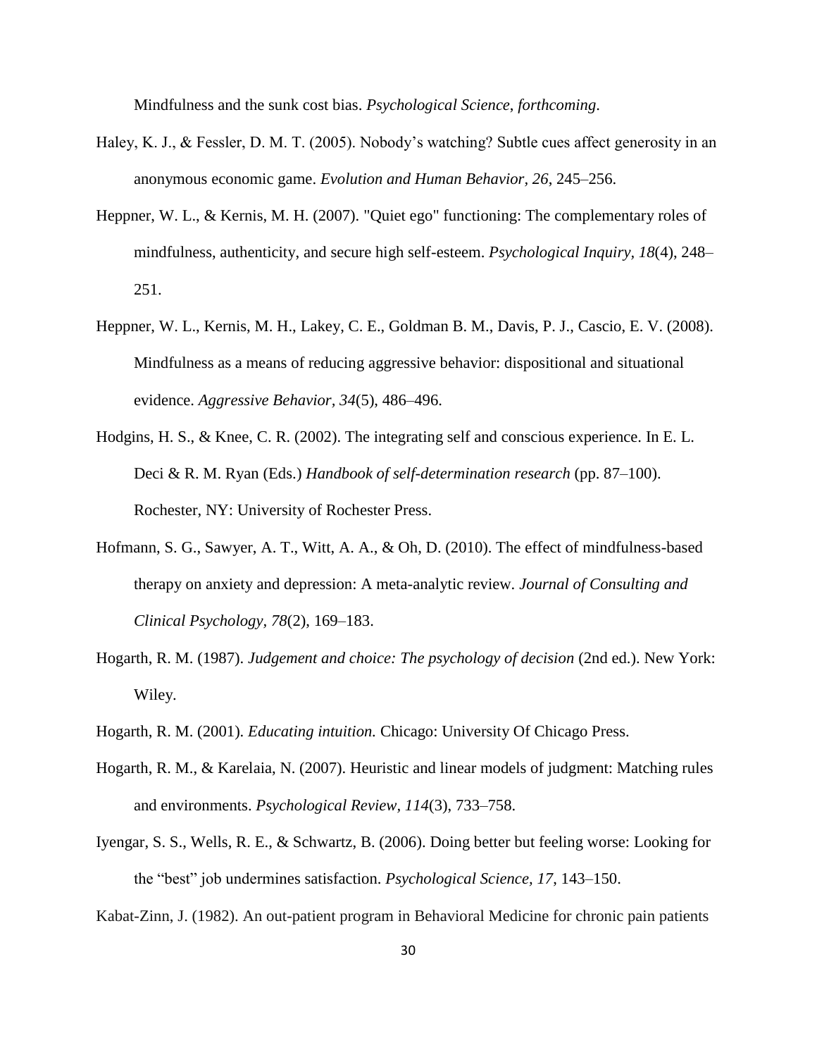Mindfulness and the sunk cost bias. *Psychological Science*, *forthcoming*.

Haley, K. J., & Fessler, D. M. T. (2005). Nobody's watching? Subtle cues affect generosity in an anonymous economic game. *Evolution and Human Behavior, 26*, 245–256.

Heppner, W. L., & Kernis, M. H. (2007). "Quiet ego" functioning: The complementary roles of mindfulness, authenticity, and secure high self-esteem. *Psychological Inquiry, 18*(4), 248–251.

Heppner, W. L., Kernis, M. H., Lakey, C. E., Goldman B. M., Davis, P. J., Cascio, E. V. (2008). Mindfulness as a means of reducing aggressive behavior: dispositional and situational evidence. *Aggressive Behavior, 34*(5), 486–496.

Hodgins, H. S., & Knee, C. R. (2002). The integrating self and conscious experience. In E. L. Deci & R. M. Ryan (Eds.) *Handbook of self-determination research* (pp. 87–100). Rochester, NY: University of Rochester Press.

Hofmann, S. G., Sawyer, A. T., Witt, A. A., & Oh, D. (2010). The effect of mindfulness-based therapy on anxiety and depression: A meta-analytic review. *Journal of Consulting and Clinical Psychology, 78*(2), 169–183.

Hogarth, R. M. (1987). *Judgement and choice: The psychology of decision* (2nd ed.). New York: Wiley.

Hogarth, R. M. (2001). *Educating intuition.* Chicago: University Of Chicago Press.

Hogarth, R. M., & Karelaia, N. (2007). Heuristic and linear models of judgment: Matching rules and environments. *Psychological Review, 114*(3), 733–758.

Iyengar, S. S., Wells, R. E., & Schwartz, B. (2006). Doing better but feeling worse: Looking for the "best" job undermines satisfaction. *Psychological Science, 17*, 143–150.

Kabat-Zinn, J. (1982). An out-patient program in Behavioral Medicine for chronic pain patients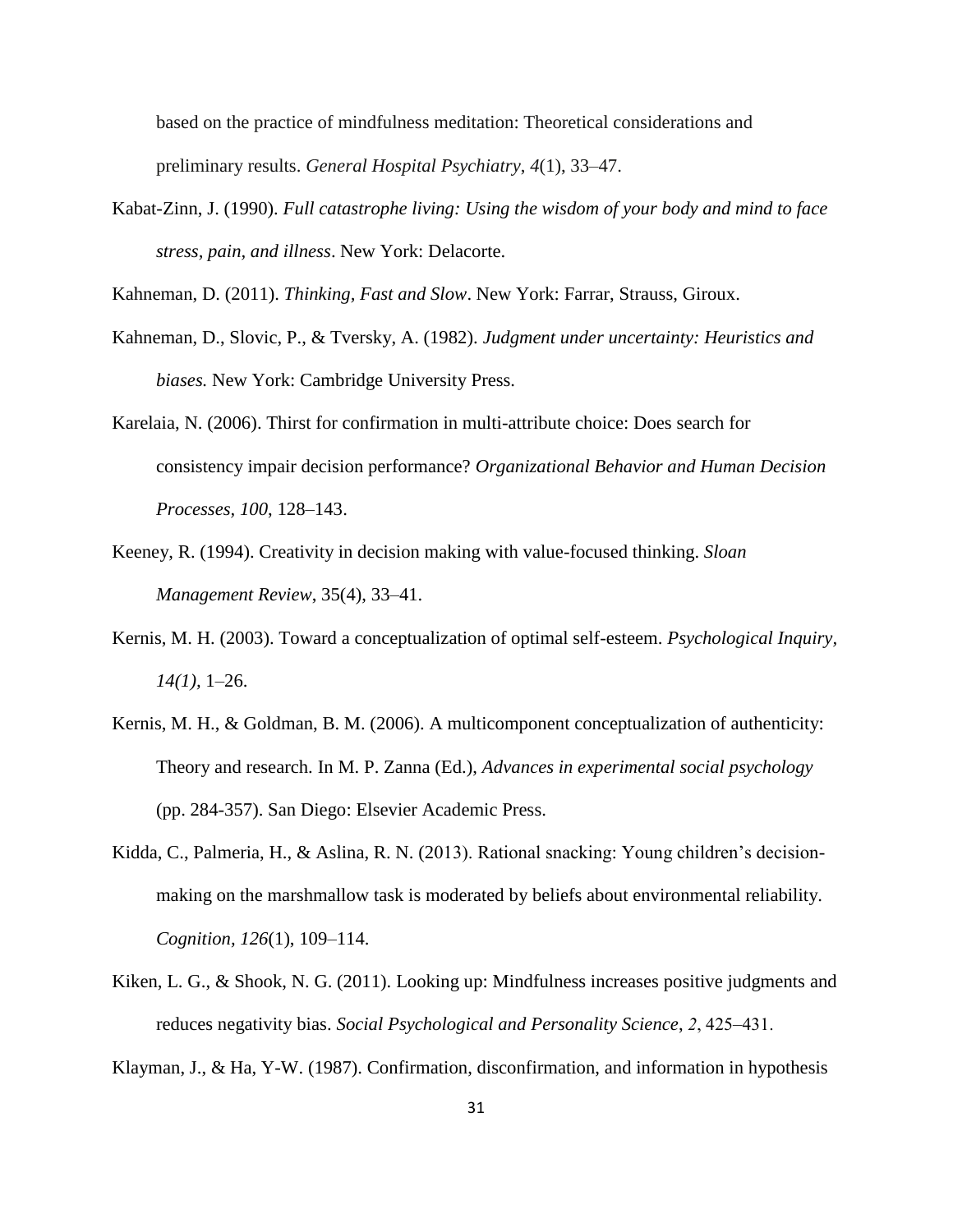based on the practice of mindfulness meditation: Theoretical considerations and preliminary results. *General Hospital Psychiatry*, *4*(1), 33–47.

Kabat-Zinn, J. (1990). *Full catastrophe living: Using the wisdom of your body and mind to face stress, pain, and illness*. New York: Delacorte.

Kahneman, D. (2011). *Thinking, Fast and Slow*. New York: Farrar, Strauss, Giroux.

Kahneman, D., Slovic, P., & Tversky, A. (1982). *Judgment under uncertainty: Heuristics and biases.* New York: Cambridge University Press.

Karelaia, N. (2006). Thirst for confirmation in multi-attribute choice: Does search for consistency impair decision performance? *Organizational Behavior and Human Decision Processes*, *100*, 128–143.

Keeney, R. (1994). Creativity in decision making with value-focused thinking. *Sloan Management Review*, 35(4), 33–41.

Kernis, M. H. (2003). Toward a conceptualization of optimal self-esteem. *Psychological Inquiry, 14(1),* 1–26.

Kernis, M. H., & Goldman, B. M. (2006). A multicomponent conceptualization of authenticity: Theory and research. In M. P. Zanna (Ed.), *Advances in experimental social psychology* (pp. 284-357). San Diego: Elsevier Academic Press.

Kidda, C., Palmeria, H., & Aslina, R. N. (2013). Rational snacking: Young children's decision-making on the marshmallow task is moderated by beliefs about environmental reliability. *Cognition, 126*(1), 109–114.

Kiken, L. G., & Shook, N. G. (2011). Looking up: Mindfulness increases positive judgments and reduces negativity bias. *Social Psychological and Personality Science*, *2*, 425–431.

Klayman, J., & Ha, Y-W. (1987). Confirmation, disconfirmation, and information in hypothesis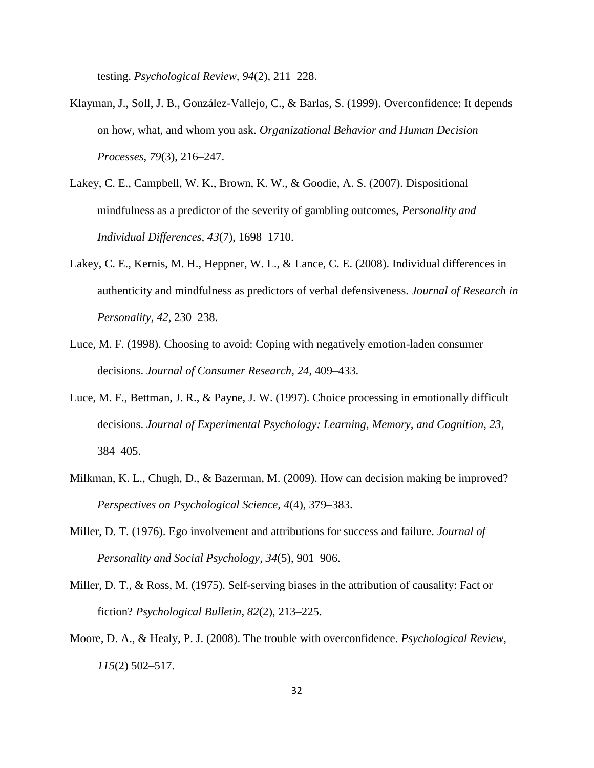testing. *Psychological Review, 94*(2), 211–228.

Klayman, J., Soll, J. B., González-Vallejo, C., & Barlas, S. (1999). Overconfidence: It depends on how, what, and whom you ask. *Organizational Behavior and Human Decision Processes, 79*(3), 216–247.

Lakey, C. E., Campbell, W. K., Brown, K. W., & Goodie, A. S. (2007). Dispositional mindfulness as a predictor of the severity of gambling outcomes, *Personality and Individual Differences, 43*(7), 1698–1710.

Lakey, C. E., Kernis, M. H., Heppner, W. L., & Lance, C. E. (2008). Individual differences in authenticity and mindfulness as predictors of verbal defensiveness. *Journal of Research in Personality, 42*, 230–238.

Luce, M. F. (1998). Choosing to avoid: Coping with negatively emotion-laden consumer decisions. *Journal of Consumer Research, 24*, 409–433.

Luce, M. F., Bettman, J. R., & Payne, J. W. (1997). Choice processing in emotionally difficult decisions. *Journal of Experimental Psychology: Learning, Memory, and Cognition, 23*, 384–405.

Milkman, K. L., Chugh, D., & Bazerman, M. (2009). How can decision making be improved? *Perspectives on Psychological Science, 4*(4), 379–383.

Miller, D. T. (1976). Ego involvement and attributions for success and failure. *Journal of Personality and Social Psychology, 34*(5), 901–906.

Miller, D. T., & Ross, M. (1975). Self-serving biases in the attribution of causality: Fact or fiction? *Psychological Bulletin, 82*(2), 213–225.

Moore, D. A., & Healy, P. J. (2008). The trouble with overconfidence. *Psychological Review, 115*(2) 502–517.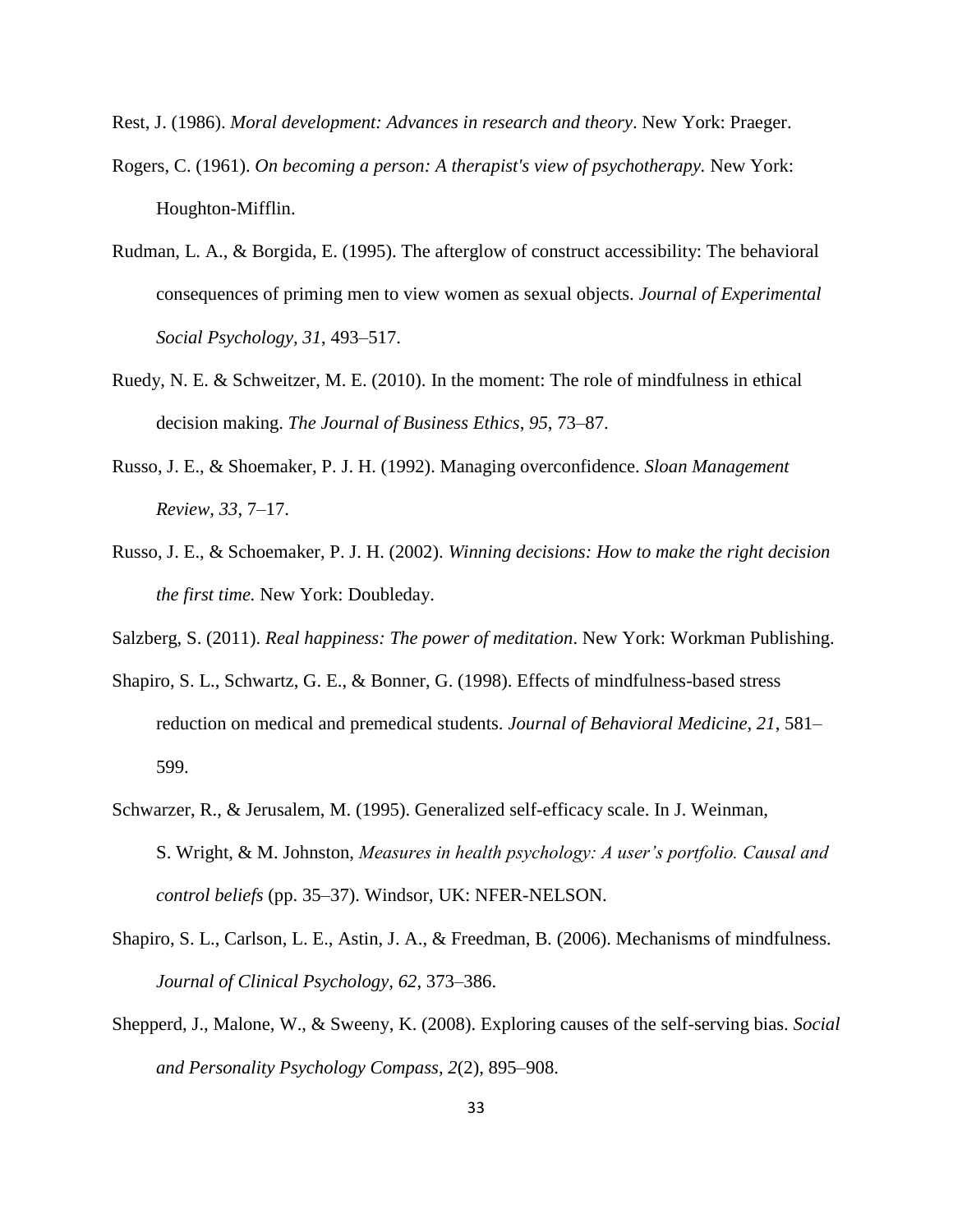Rest, J. (1986). *Moral development: Advances in research and theory*. New York: Praeger.

Rogers, C. (1961). *On becoming a person: A therapist's view of psychotherapy.* New York: Houghton-Mifflin.

Rudman, L. A., & Borgida, E. (1995). The afterglow of construct accessibility: The behavioral consequences of priming men to view women as sexual objects. *Journal of Experimental Social Psychology, 31*, 493–517.

Ruedy, N. E. & Schweitzer, M. E. (2010). In the moment: The role of mindfulness in ethical decision making. *The Journal of Business Ethics*, *95*, 73–87.

Russo, J. E., & Shoemaker, P. J. H. (1992). Managing overconfidence. *Sloan Management Review, 33*, 7–17.

Russo, J. E., & Schoemaker, P. J. H. (2002). *Winning decisions: How to make the right decision the first time.* New York: Doubleday.

Salzberg, S. (2011). *Real happiness: The power of meditation*. New York: Workman Publishing.

Shapiro, S. L., Schwartz, G. E., & Bonner, G. (1998). Effects of mindfulness-based stress reduction on medical and premedical students. *Journal of Behavioral Medicine, 21*, 581–599.

Schwarzer, R., & Jerusalem, M. (1995). Generalized self-efficacy scale. In J. Weinman, S. Wright, & M. Johnston, *Measures in health psychology: A user's portfolio. Causal and control beliefs* (pp. 35–37). Windsor, UK: NFER-NELSON.

Shapiro, S. L., Carlson, L. E., Astin, J. A., & Freedman, B. (2006). Mechanisms of mindfulness. *Journal of Clinical Psychology, 62*, 373–386.

Shepperd, J., Malone, W., & Sweeny, K. (2008). Exploring causes of the self-serving bias. *Social and Personality Psychology Compass, 2*(2), 895–908.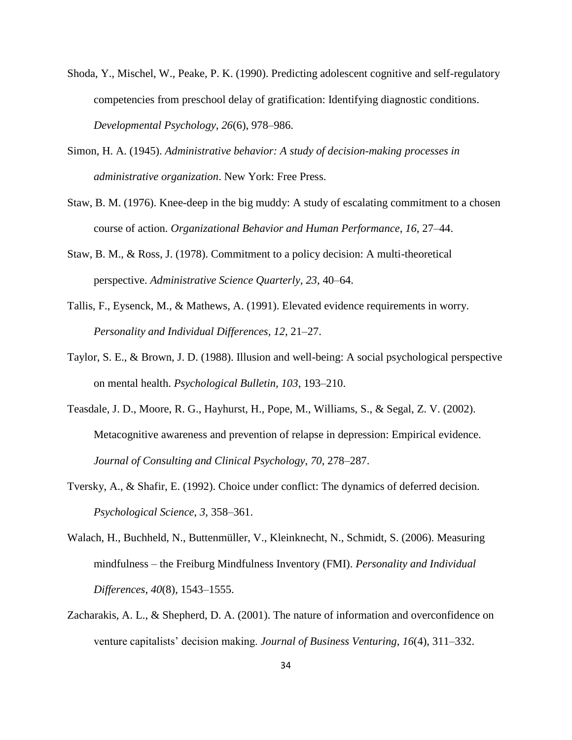Shoda, Y., Mischel, W., Peake, P. K. (1990). Predicting adolescent cognitive and self-regulatory competencies from preschool delay of gratification: Identifying diagnostic conditions. *Developmental Psychology, 26*(6), 978–986.

Simon, H. A. (1945). *Administrative behavior: A study of decision-making processes in administrative organization*. New York: Free Press.

Staw, B. M. (1976). Knee-deep in the big muddy: A study of escalating commitment to a chosen course of action. *Organizational Behavior and Human Performance, 16*, 27–44.

Staw, B. M., & Ross, J. (1978). Commitment to a policy decision: A multi-theoretical perspective. *Administrative Science Quarterly, 23*, 40–64.

Tallis, F., Eysenck, M., & Mathews, A. (1991). Elevated evidence requirements in worry. *Personality and Individual Differences, 12*, 21–27.

Taylor, S. E., & Brown, J. D. (1988). Illusion and well-being: A social psychological perspective on mental health. *Psychological Bulletin, 103*, 193–210.

Teasdale, J. D., Moore, R. G., Hayhurst, H., Pope, M., Williams, S., & Segal, Z. V. (2002). Metacognitive awareness and prevention of relapse in depression: Empirical evidence. *Journal of Consulting and Clinical Psychology*, *70*, 278–287.

Tversky, A., & Shafir, E. (1992). Choice under conflict: The dynamics of deferred decision. *Psychological Science*, *3*, 358–361.

Walach, H., Buchheld, N., Buttenmüller, V., Kleinknecht, N., Schmidt, S. (2006). Measuring mindfulness – the Freiburg Mindfulness Inventory (FMI). *Personality and Individual Differences*, *40*(8), 1543–1555.

Zacharakis, A. L., & Shepherd, D. A. (2001). The nature of information and overconfidence on venture capitalists' decision making. *Journal of Business Venturing*, *16*(4), 311–332.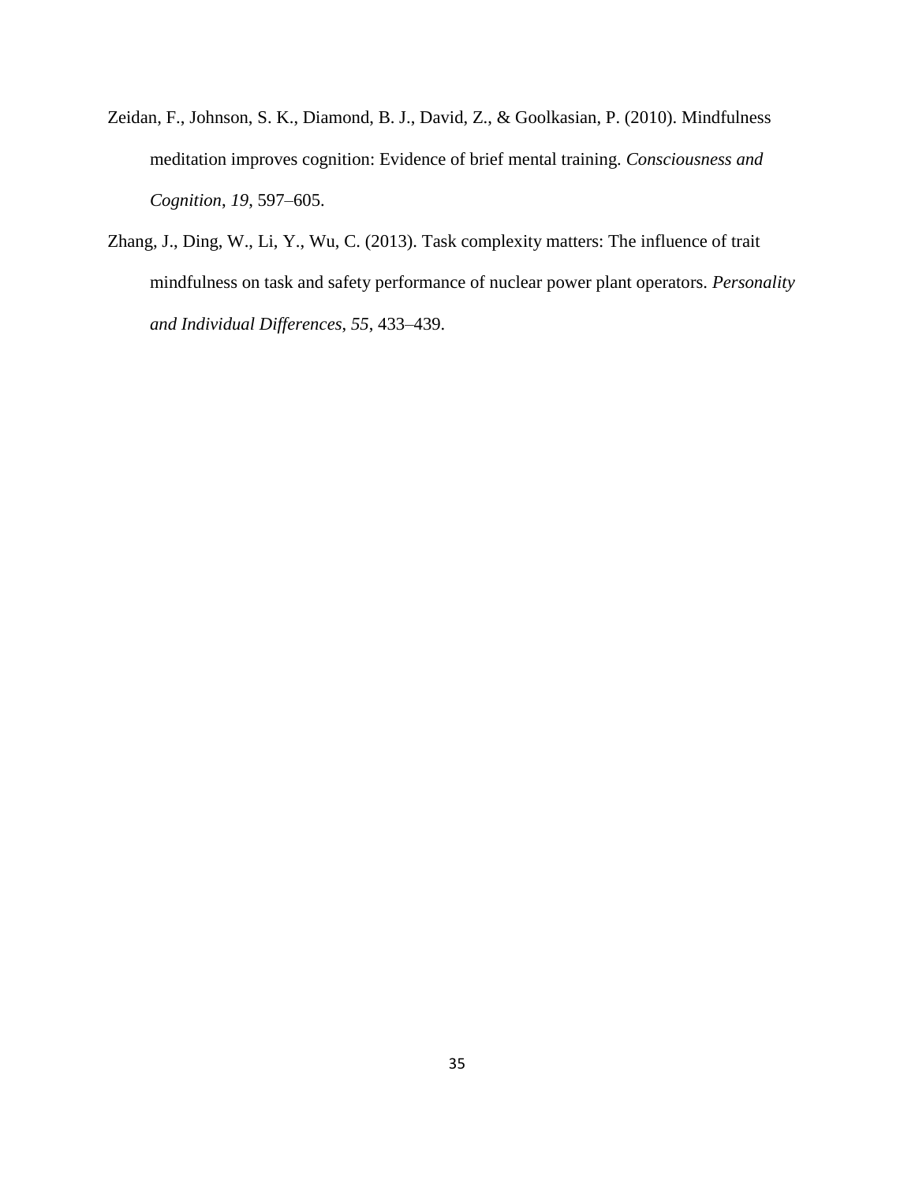Zeidan, F., Johnson, S. K., Diamond, B. J., David, Z., & Goolkasian, P. (2010). Mindfulness meditation improves cognition: Evidence of brief mental training. *Consciousness and Cognition*, *19*, 597–605.

Zhang, J., Ding, W., Li, Y., Wu, C. (2013). Task complexity matters: The influence of trait mindfulness on task and safety performance of nuclear power plant operators. *Personality and Individual Differences*, *55*, 433–439.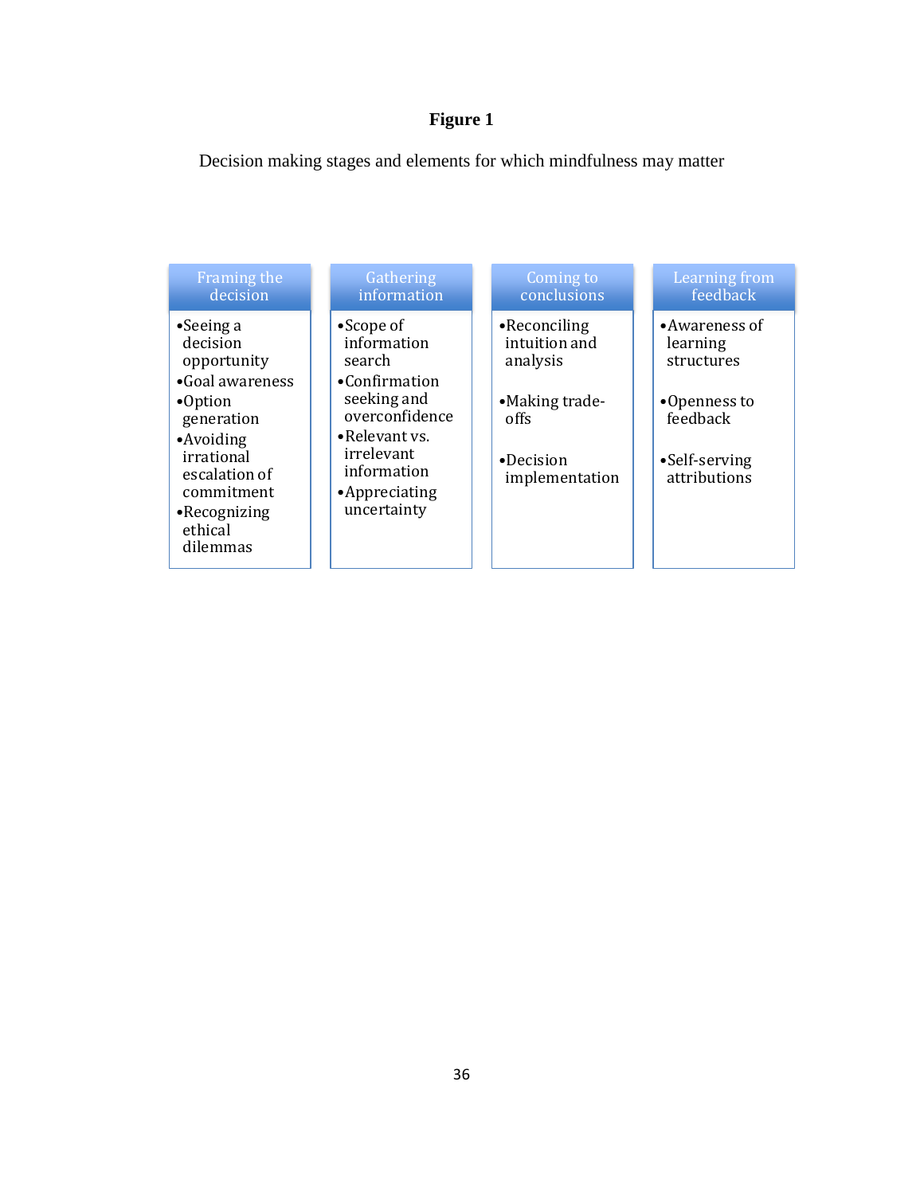**Figure 1**

Decision making stages and elements for which mindfulness may matter

| Framing the decision | Gathering information | Coming to conclusions | Learning from feedback |
| --- | --- | --- | --- |
| • Seeing a decision opportunity<br>• Goal awareness<br>• Option generation<br>• Avoiding irrational escalation of commitment<br>• Recognizing ethical dilemmas | • Scope of information search<br>• Confirmation seeking and overconfidence<br>• Relevant vs. irrelevant information<br>• Appreciating uncertainty | • Reconciling intuition and analysis<br>• Making trade-offs<br>• Decision implementation | • Awareness of learning structures<br>• Openness to feedback<br>• Self-serving attributions |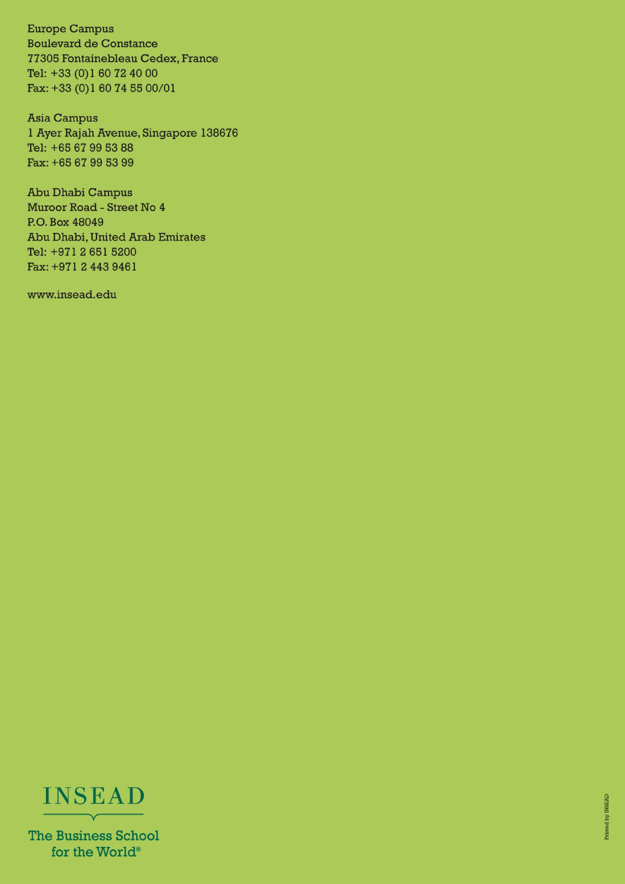Europe Campus
Boulevard de Constance
77305 Fontainebleau Cedex, France
Tel: +33 (0)1 60 72 40 00
Fax: +33 (0)1 60 74 55 00/01

Asia Campus
1 Ayer Rajah Avenue, Singapore 138676
Tel: +65 67 99 53 88
Fax: +65 67 99 53 99

Abu Dhabi Campus
Muroor Road - Street No 4
P.O. Box 48049
Abu Dhabi, United Arab Emirates
Tel: +971 2 651 5200
Fax: +971 2 443 9461

www.insead.edu

INSEAD

The Business School for the World®

Printed by INSEAD